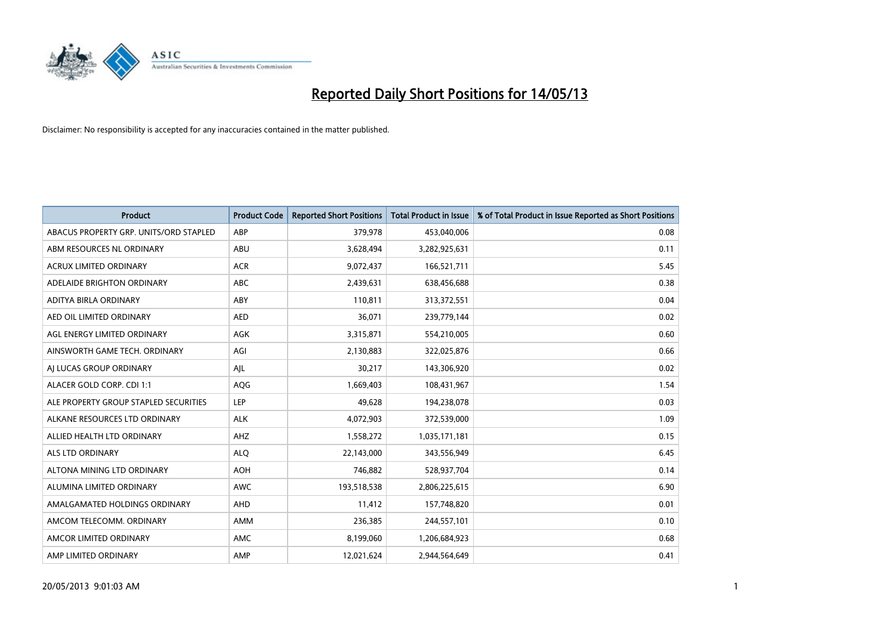# Reported Daily Short Positions for 14/05/13

Disclaimer: No responsibility is accepted for any inaccuracies contained in the matter published.

| Product | Product Code | Reported Short Positions | Total Product in Issue | % of Total Product in Issue Reported as Short Positions |
|---|---|---|---|---|
| ABACUS PROPERTY GRP. UNITS/ORD STAPLED | ABP | 379,978 | 453,040,006 | 0.08 |
| ABM RESOURCES NL ORDINARY | ABU | 3,628,494 | 3,282,925,631 | 0.11 |
| ACRUX LIMITED ORDINARY | ACR | 9,072,437 | 166,521,711 | 5.45 |
| ADELAIDE BRIGHTON ORDINARY | ABC | 2,439,631 | 638,456,688 | 0.38 |
| ADITYA BIRLA ORDINARY | ABY | 110,811 | 313,372,551 | 0.04 |
| AED OIL LIMITED ORDINARY | AED | 36,071 | 239,779,144 | 0.02 |
| AGL ENERGY LIMITED ORDINARY | AGK | 3,315,871 | 554,210,005 | 0.60 |
| AINSWORTH GAME TECH. ORDINARY | AGI | 2,130,883 | 322,025,876 | 0.66 |
| AJ LUCAS GROUP ORDINARY | AJL | 30,217 | 143,306,920 | 0.02 |
| ALACER GOLD CORP. CDI 1:1 | AQG | 1,669,403 | 108,431,967 | 1.54 |
| ALE PROPERTY GROUP STAPLED SECURITIES | LEP | 49,628 | 194,238,078 | 0.03 |
| ALKANE RESOURCES LTD ORDINARY | ALK | 4,072,903 | 372,539,000 | 1.09 |
| ALLIED HEALTH LTD ORDINARY | AHZ | 1,558,272 | 1,035,171,181 | 0.15 |
| ALS LTD ORDINARY | ALQ | 22,143,000 | 343,556,949 | 6.45 |
| ALTONA MINING LTD ORDINARY | AOH | 746,882 | 528,937,704 | 0.14 |
| ALUMINA LIMITED ORDINARY | AWC | 193,518,538 | 2,806,225,615 | 6.90 |
| AMALGAMATED HOLDINGS ORDINARY | AHD | 11,412 | 157,748,820 | 0.01 |
| AMCOM TELECOMM. ORDINARY | AMM | 236,385 | 244,557,101 | 0.10 |
| AMCOR LIMITED ORDINARY | AMC | 8,199,060 | 1,206,684,923 | 0.68 |
| AMP LIMITED ORDINARY | AMP | 12,021,624 | 2,944,564,649 | 0.41 |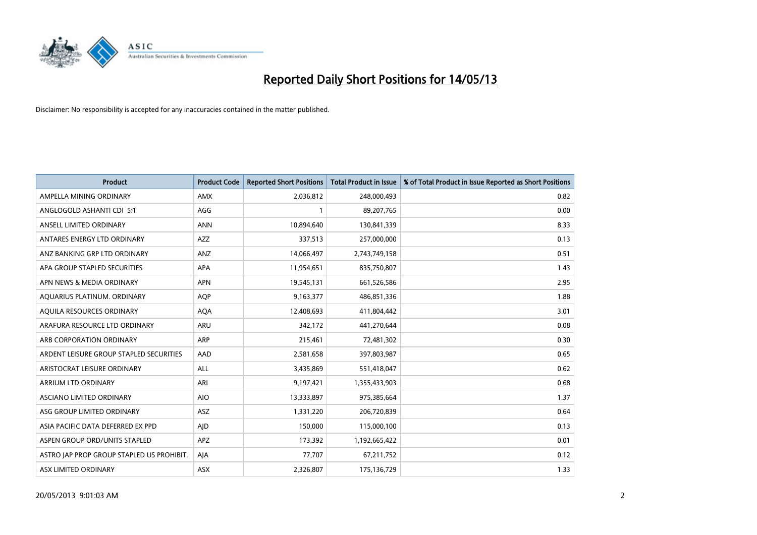# Reported Daily Short Positions for 14/05/13

Disclaimer: No responsibility is accepted for any inaccuracies contained in the matter published.

| Product | Product Code | Reported Short Positions | Total Product in Issue | % of Total Product in Issue Reported as Short Positions |
|---|---|---|---|---|
| AMPELLA MINING ORDINARY | AMX | 2,036,812 | 248,000,493 | 0.82 |
| ANGLOGOLD ASHANTI CDI 5:1 | AGG | 1 | 89,207,765 | 0.00 |
| ANSELL LIMITED ORDINARY | ANN | 10,894,640 | 130,841,339 | 8.33 |
| ANTARES ENERGY LTD ORDINARY | AZZ | 337,513 | 257,000,000 | 0.13 |
| ANZ BANKING GRP LTD ORDINARY | ANZ | 14,066,497 | 2,743,749,158 | 0.51 |
| APA GROUP STAPLED SECURITIES | APA | 11,954,651 | 835,750,807 | 1.43 |
| APN NEWS & MEDIA ORDINARY | APN | 19,545,131 | 661,526,586 | 2.95 |
| AQUARIUS PLATINUM. ORDINARY | AQP | 9,163,377 | 486,851,336 | 1.88 |
| AQUILA RESOURCES ORDINARY | AQA | 12,408,693 | 411,804,442 | 3.01 |
| ARAFURA RESOURCE LTD ORDINARY | ARU | 342,172 | 441,270,644 | 0.08 |
| ARB CORPORATION ORDINARY | ARP | 215,461 | 72,481,302 | 0.30 |
| ARDENT LEISURE GROUP STAPLED SECURITIES | AAD | 2,581,658 | 397,803,987 | 0.65 |
| ARISTOCRAT LEISURE ORDINARY | ALL | 3,435,869 | 551,418,047 | 0.62 |
| ARRIUM LTD ORDINARY | ARI | 9,197,421 | 1,355,433,903 | 0.68 |
| ASCIANO LIMITED ORDINARY | AIO | 13,333,897 | 975,385,664 | 1.37 |
| ASG GROUP LIMITED ORDINARY | ASZ | 1,331,220 | 206,720,839 | 0.64 |
| ASIA PACIFIC DATA DEFERRED EX PPD | AJD | 150,000 | 115,000,100 | 0.13 |
| ASPEN GROUP ORD/UNITS STAPLED | APZ | 173,392 | 1,192,665,422 | 0.01 |
| ASTRO JAP PROP GROUP STAPLED US PROHIBIT. | AJA | 77,707 | 67,211,752 | 0.12 |
| ASX LIMITED ORDINARY | ASX | 2,326,807 | 175,136,729 | 1.33 |

20/05/2013 9:01:03 AM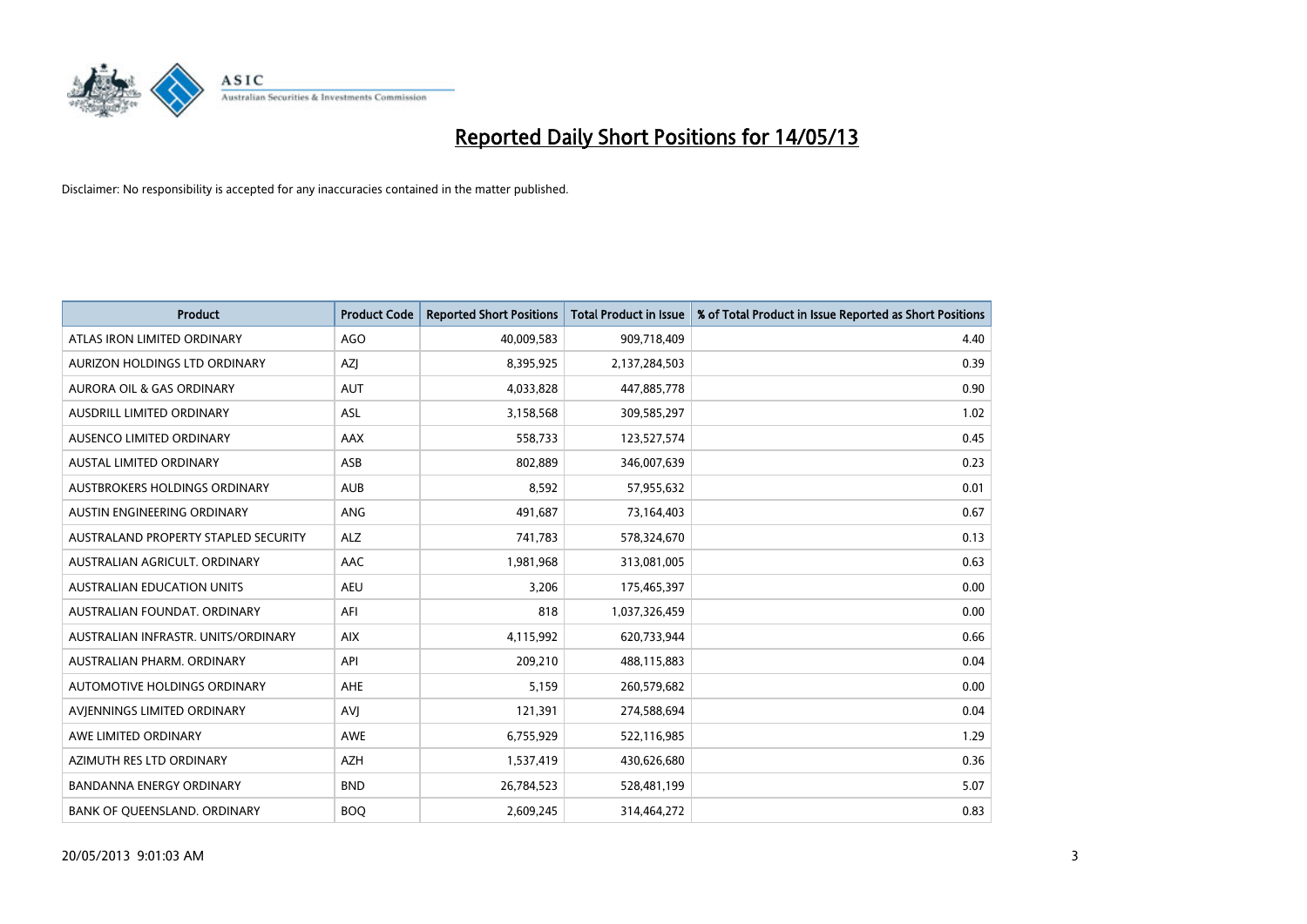# Reported Daily Short Positions for 14/05/13

Disclaimer: No responsibility is accepted for any inaccuracies contained in the matter published.

| Product | Product Code | Reported Short Positions | Total Product in Issue | % of Total Product in Issue Reported as Short Positions |
|---|---|---|---|---|
| ATLAS IRON LIMITED ORDINARY | AGO | 40,009,583 | 909,718,409 | 4.40 |
| AURIZON HOLDINGS LTD ORDINARY | AZJ | 8,395,925 | 2,137,284,503 | 0.39 |
| AURORA OIL & GAS ORDINARY | AUT | 4,033,828 | 447,885,778 | 0.90 |
| AUSDRILL LIMITED ORDINARY | ASL | 3,158,568 | 309,585,297 | 1.02 |
| AUSENCO LIMITED ORDINARY | AAX | 558,733 | 123,527,574 | 0.45 |
| AUSTAL LIMITED ORDINARY | ASB | 802,889 | 346,007,639 | 0.23 |
| AUSTBROKERS HOLDINGS ORDINARY | AUB | 8,592 | 57,955,632 | 0.01 |
| AUSTIN ENGINEERING ORDINARY | ANG | 491,687 | 73,164,403 | 0.67 |
| AUSTRALAND PROPERTY STAPLED SECURITY | ALZ | 741,783 | 578,324,670 | 0.13 |
| AUSTRALIAN AGRICULT. ORDINARY | AAC | 1,981,968 | 313,081,005 | 0.63 |
| AUSTRALIAN EDUCATION UNITS | AEU | 3,206 | 175,465,397 | 0.00 |
| AUSTRALIAN FOUNDAT. ORDINARY | AFI | 818 | 1,037,326,459 | 0.00 |
| AUSTRALIAN INFRASTR. UNITS/ORDINARY | AIX | 4,115,992 | 620,733,944 | 0.66 |
| AUSTRALIAN PHARM. ORDINARY | API | 209,210 | 488,115,883 | 0.04 |
| AUTOMOTIVE HOLDINGS ORDINARY | AHE | 5,159 | 260,579,682 | 0.00 |
| AVJENNINGS LIMITED ORDINARY | AVJ | 121,391 | 274,588,694 | 0.04 |
| AWE LIMITED ORDINARY | AWE | 6,755,929 | 522,116,985 | 1.29 |
| AZIMUTH RES LTD ORDINARY | AZH | 1,537,419 | 430,626,680 | 0.36 |
| BANDANNA ENERGY ORDINARY | BND | 26,784,523 | 528,481,199 | 5.07 |
| BANK OF QUEENSLAND. ORDINARY | BOQ | 2,609,245 | 314,464,272 | 0.83 |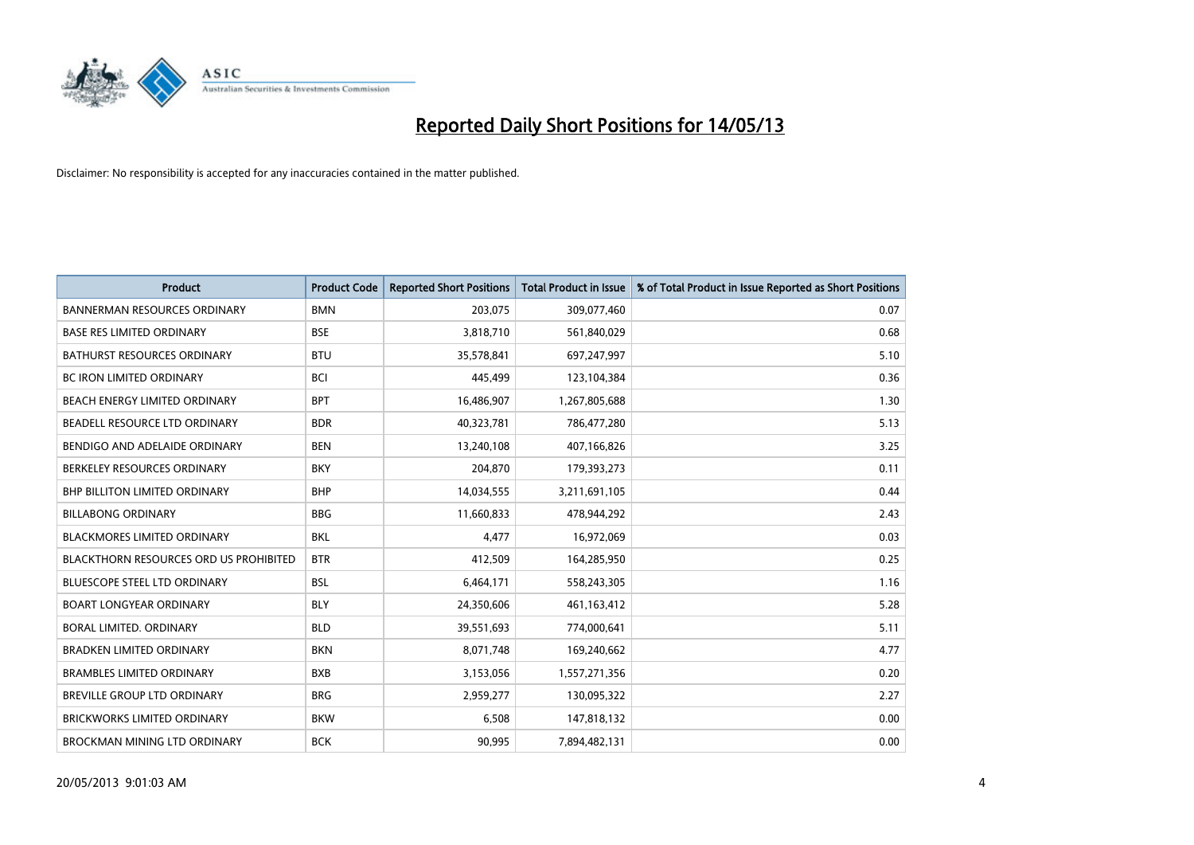# Reported Daily Short Positions for 14/05/13

Disclaimer: No responsibility is accepted for any inaccuracies contained in the matter published.

| Product | Product Code | Reported Short Positions | Total Product in Issue | % of Total Product in Issue Reported as Short Positions |
| --- | --- | --- | --- | --- |
| BANNERMAN RESOURCES ORDINARY | BMN | 203,075 | 309,077,460 | 0.07 |
| BASE RES LIMITED ORDINARY | BSE | 3,818,710 | 561,840,029 | 0.68 |
| BATHURST RESOURCES ORDINARY | BTU | 35,578,841 | 697,247,997 | 5.10 |
| BC IRON LIMITED ORDINARY | BCI | 445,499 | 123,104,384 | 0.36 |
| BEACH ENERGY LIMITED ORDINARY | BPT | 16,486,907 | 1,267,805,688 | 1.30 |
| BEADELL RESOURCE LTD ORDINARY | BDR | 40,323,781 | 786,477,280 | 5.13 |
| BENDIGO AND ADELAIDE ORDINARY | BEN | 13,240,108 | 407,166,826 | 3.25 |
| BERKELEY RESOURCES ORDINARY | BKY | 204,870 | 179,393,273 | 0.11 |
| BHP BILLITON LIMITED ORDINARY | BHP | 14,034,555 | 3,211,691,105 | 0.44 |
| BILLABONG ORDINARY | BBG | 11,660,833 | 478,944,292 | 2.43 |
| BLACKMORES LIMITED ORDINARY | BKL | 4,477 | 16,972,069 | 0.03 |
| BLACKTHORN RESOURCES ORD US PROHIBITED | BTR | 412,509 | 164,285,950 | 0.25 |
| BLUESCOPE STEEL LTD ORDINARY | BSL | 6,464,171 | 558,243,305 | 1.16 |
| BOART LONGYEAR ORDINARY | BLY | 24,350,606 | 461,163,412 | 5.28 |
| BORAL LIMITED. ORDINARY | BLD | 39,551,693 | 774,000,641 | 5.11 |
| BRADKEN LIMITED ORDINARY | BKN | 8,071,748 | 169,240,662 | 4.77 |
| BRAMBLES LIMITED ORDINARY | BXB | 3,153,056 | 1,557,271,356 | 0.20 |
| BREVILLE GROUP LTD ORDINARY | BRG | 2,959,277 | 130,095,322 | 2.27 |
| BRICKWORKS LIMITED ORDINARY | BKW | 6,508 | 147,818,132 | 0.00 |
| BROCKMAN MINING LTD ORDINARY | BCK | 90,995 | 7,894,482,131 | 0.00 |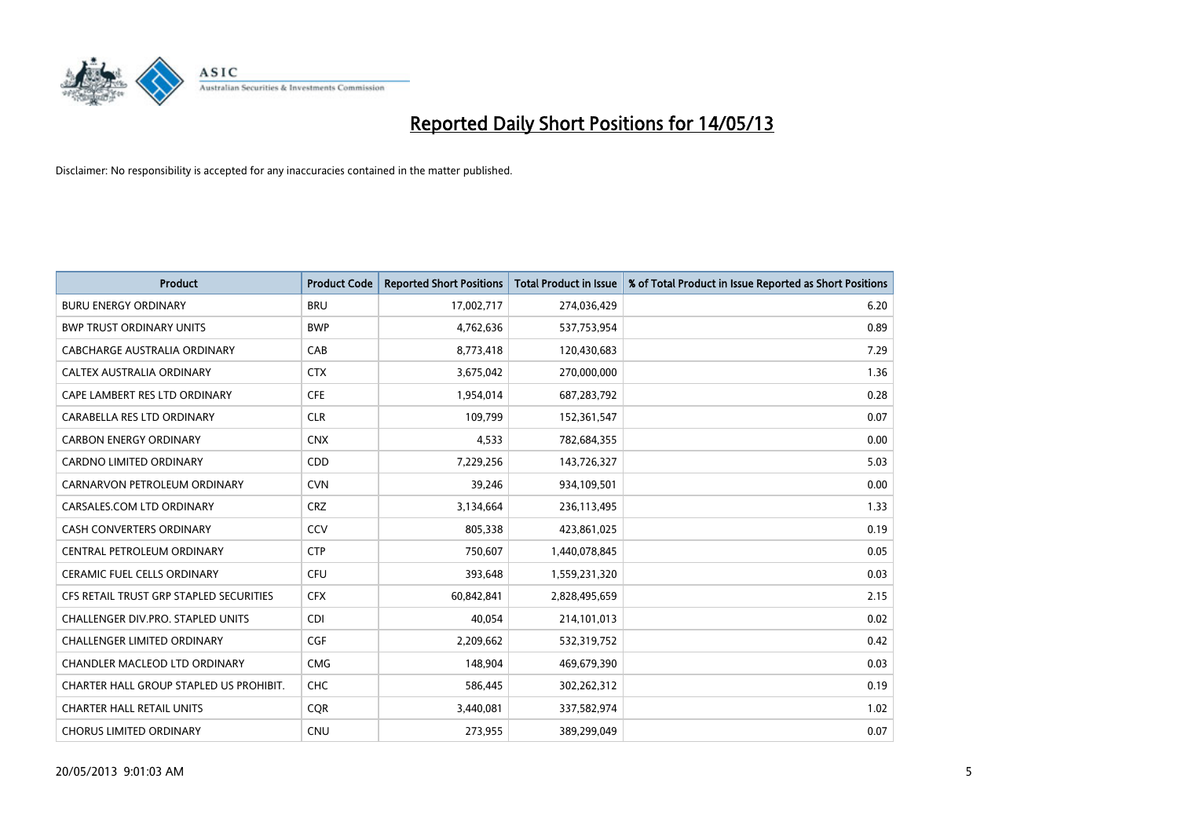# Reported Daily Short Positions for 14/05/13

Disclaimer: No responsibility is accepted for any inaccuracies contained in the matter published.

| Product | Product Code | Reported Short Positions | Total Product in Issue | % of Total Product in Issue Reported as Short Positions |
|---|---|---|---|---|
| BURU ENERGY ORDINARY | BRU | 17,002,717 | 274,036,429 | 6.20 |
| BWP TRUST ORDINARY UNITS | BWP | 4,762,636 | 537,753,954 | 0.89 |
| CABCHARGE AUSTRALIA ORDINARY | CAB | 8,773,418 | 120,430,683 | 7.29 |
| CALTEX AUSTRALIA ORDINARY | CTX | 3,675,042 | 270,000,000 | 1.36 |
| CAPE LAMBERT RES LTD ORDINARY | CFE | 1,954,014 | 687,283,792 | 0.28 |
| CARABELLA RES LTD ORDINARY | CLR | 109,799 | 152,361,547 | 0.07 |
| CARBON ENERGY ORDINARY | CNX | 4,533 | 782,684,355 | 0.00 |
| CARDNO LIMITED ORDINARY | CDD | 7,229,256 | 143,726,327 | 5.03 |
| CARNARVON PETROLEUM ORDINARY | CVN | 39,246 | 934,109,501 | 0.00 |
| CARSALES.COM LTD ORDINARY | CRZ | 3,134,664 | 236,113,495 | 1.33 |
| CASH CONVERTERS ORDINARY | CCV | 805,338 | 423,861,025 | 0.19 |
| CENTRAL PETROLEUM ORDINARY | CTP | 750,607 | 1,440,078,845 | 0.05 |
| CERAMIC FUEL CELLS ORDINARY | CFU | 393,648 | 1,559,231,320 | 0.03 |
| CFS RETAIL TRUST GRP STAPLED SECURITIES | CFX | 60,842,841 | 2,828,495,659 | 2.15 |
| CHALLENGER DIV.PRO. STAPLED UNITS | CDI | 40,054 | 214,101,013 | 0.02 |
| CHALLENGER LIMITED ORDINARY | CGF | 2,209,662 | 532,319,752 | 0.42 |
| CHANDLER MACLEOD LTD ORDINARY | CMG | 148,904 | 469,679,390 | 0.03 |
| CHARTER HALL GROUP STAPLED US PROHIBIT. | CHC | 586,445 | 302,262,312 | 0.19 |
| CHARTER HALL RETAIL UNITS | CQR | 3,440,081 | 337,582,974 | 1.02 |
| CHORUS LIMITED ORDINARY | CNU | 273,955 | 389,299,049 | 0.07 |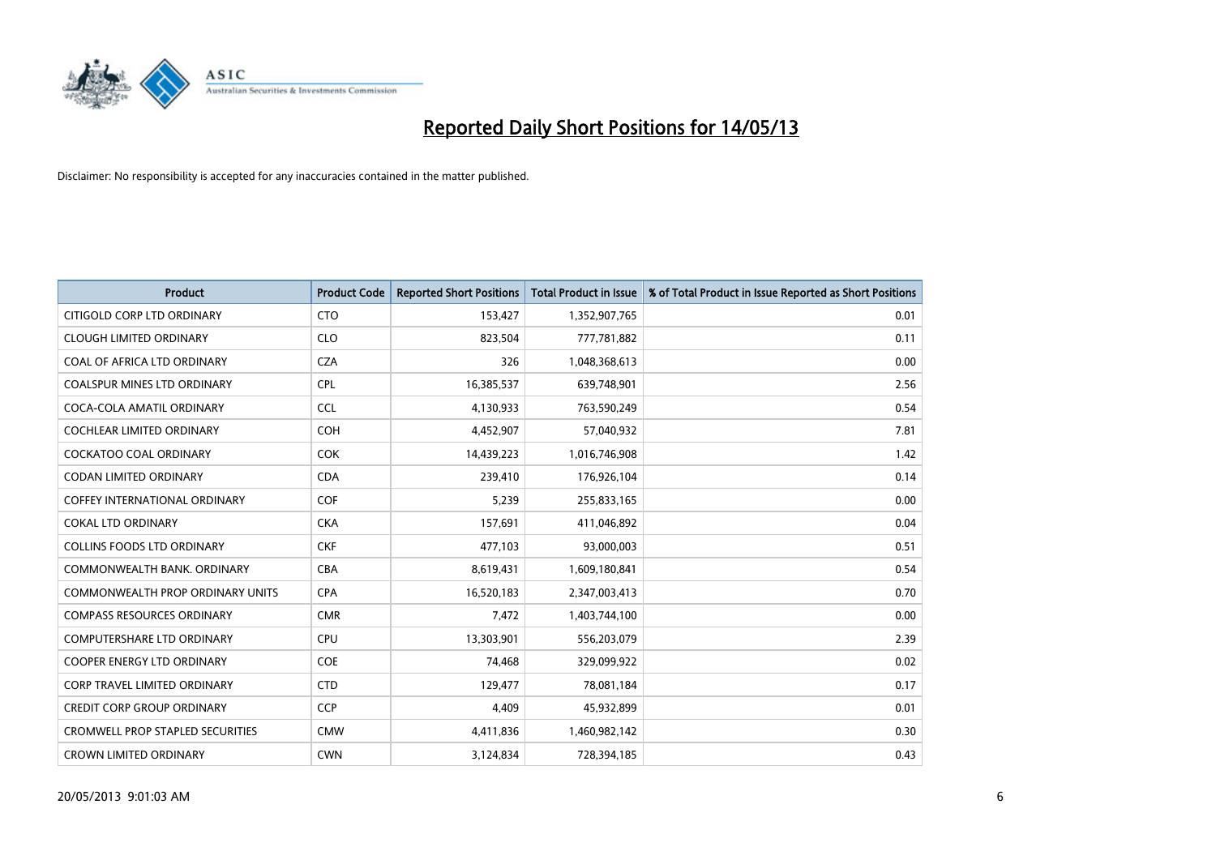# Reported Daily Short Positions for 14/05/13

Disclaimer: No responsibility is accepted for any inaccuracies contained in the matter published.

| Product | Product Code | Reported Short Positions | Total Product in Issue | % of Total Product in Issue Reported as Short Positions |
|---|---|---|---|---|
| CITIGOLD CORP LTD ORDINARY | CTO | 153,427 | 1,352,907,765 | 0.01 |
| CLOUGH LIMITED ORDINARY | CLO | 823,504 | 777,781,882 | 0.11 |
| COAL OF AFRICA LTD ORDINARY | CZA | 326 | 1,048,368,613 | 0.00 |
| COALSPUR MINES LTD ORDINARY | CPL | 16,385,537 | 639,748,901 | 2.56 |
| COCA-COLA AMATIL ORDINARY | CCL | 4,130,933 | 763,590,249 | 0.54 |
| COCHLEAR LIMITED ORDINARY | COH | 4,452,907 | 57,040,932 | 7.81 |
| COCKATOO COAL ORDINARY | COK | 14,439,223 | 1,016,746,908 | 1.42 |
| CODAN LIMITED ORDINARY | CDA | 239,410 | 176,926,104 | 0.14 |
| COFFEY INTERNATIONAL ORDINARY | COF | 5,239 | 255,833,165 | 0.00 |
| COKAL LTD ORDINARY | CKA | 157,691 | 411,046,892 | 0.04 |
| COLLINS FOODS LTD ORDINARY | CKF | 477,103 | 93,000,003 | 0.51 |
| COMMONWEALTH BANK. ORDINARY | CBA | 8,619,431 | 1,609,180,841 | 0.54 |
| COMMONWEALTH PROP ORDINARY UNITS | CPA | 16,520,183 | 2,347,003,413 | 0.70 |
| COMPASS RESOURCES ORDINARY | CMR | 7,472 | 1,403,744,100 | 0.00 |
| COMPUTERSHARE LTD ORDINARY | CPU | 13,303,901 | 556,203,079 | 2.39 |
| COOPER ENERGY LTD ORDINARY | COE | 74,468 | 329,099,922 | 0.02 |
| CORP TRAVEL LIMITED ORDINARY | CTD | 129,477 | 78,081,184 | 0.17 |
| CREDIT CORP GROUP ORDINARY | CCP | 4,409 | 45,932,899 | 0.01 |
| CROMWELL PROP STAPLED SECURITIES | CMW | 4,411,836 | 1,460,982,142 | 0.30 |
| CROWN LIMITED ORDINARY | CWN | 3,124,834 | 728,394,185 | 0.43 |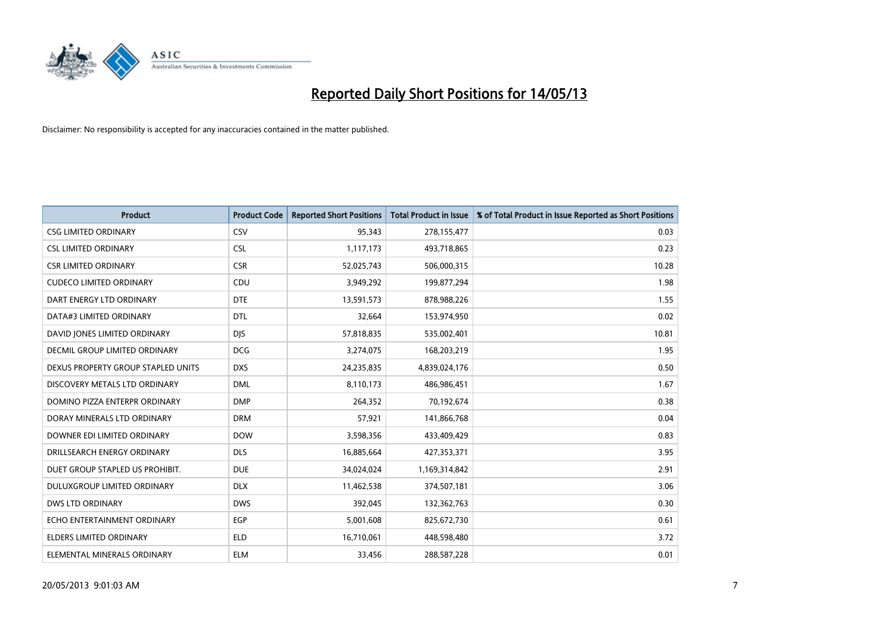# Reported Daily Short Positions for 14/05/13

Disclaimer: No responsibility is accepted for any inaccuracies contained in the matter published.

| Product | Product Code | Reported Short Positions | Total Product in Issue | % of Total Product in Issue Reported as Short Positions |
|---|---|---|---|---|
| CSG LIMITED ORDINARY | CSV | 95,343 | 278,155,477 | 0.03 |
| CSL LIMITED ORDINARY | CSL | 1,117,173 | 493,718,865 | 0.23 |
| CSR LIMITED ORDINARY | CSR | 52,025,743 | 506,000,315 | 10.28 |
| CUDECO LIMITED ORDINARY | CDU | 3,949,292 | 199,877,294 | 1.98 |
| DART ENERGY LTD ORDINARY | DTE | 13,591,573 | 878,988,226 | 1.55 |
| DATA#3 LIMITED ORDINARY | DTL | 32,664 | 153,974,950 | 0.02 |
| DAVID JONES LIMITED ORDINARY | DJS | 57,818,835 | 535,002,401 | 10.81 |
| DECMIL GROUP LIMITED ORDINARY | DCG | 3,274,075 | 168,203,219 | 1.95 |
| DEXUS PROPERTY GROUP STAPLED UNITS | DXS | 24,235,835 | 4,839,024,176 | 0.50 |
| DISCOVERY METALS LTD ORDINARY | DML | 8,110,173 | 486,986,451 | 1.67 |
| DOMINO PIZZA ENTERPR ORDINARY | DMP | 264,352 | 70,192,674 | 0.38 |
| DORAY MINERALS LTD ORDINARY | DRM | 57,921 | 141,866,768 | 0.04 |
| DOWNER EDI LIMITED ORDINARY | DOW | 3,598,356 | 433,409,429 | 0.83 |
| DRILLSEARCH ENERGY ORDINARY | DLS | 16,885,664 | 427,353,371 | 3.95 |
| DUET GROUP STAPLED US PROHIBIT. | DUE | 34,024,024 | 1,169,314,842 | 2.91 |
| DULUXGROUP LIMITED ORDINARY | DLX | 11,462,538 | 374,507,181 | 3.06 |
| DWS LTD ORDINARY | DWS | 392,045 | 132,362,763 | 0.30 |
| ECHO ENTERTAINMENT ORDINARY | EGP | 5,001,608 | 825,672,730 | 0.61 |
| ELDERS LIMITED ORDINARY | ELD | 16,710,061 | 448,598,480 | 3.72 |
| ELEMENTAL MINERALS ORDINARY | ELM | 33,456 | 288,587,228 | 0.01 |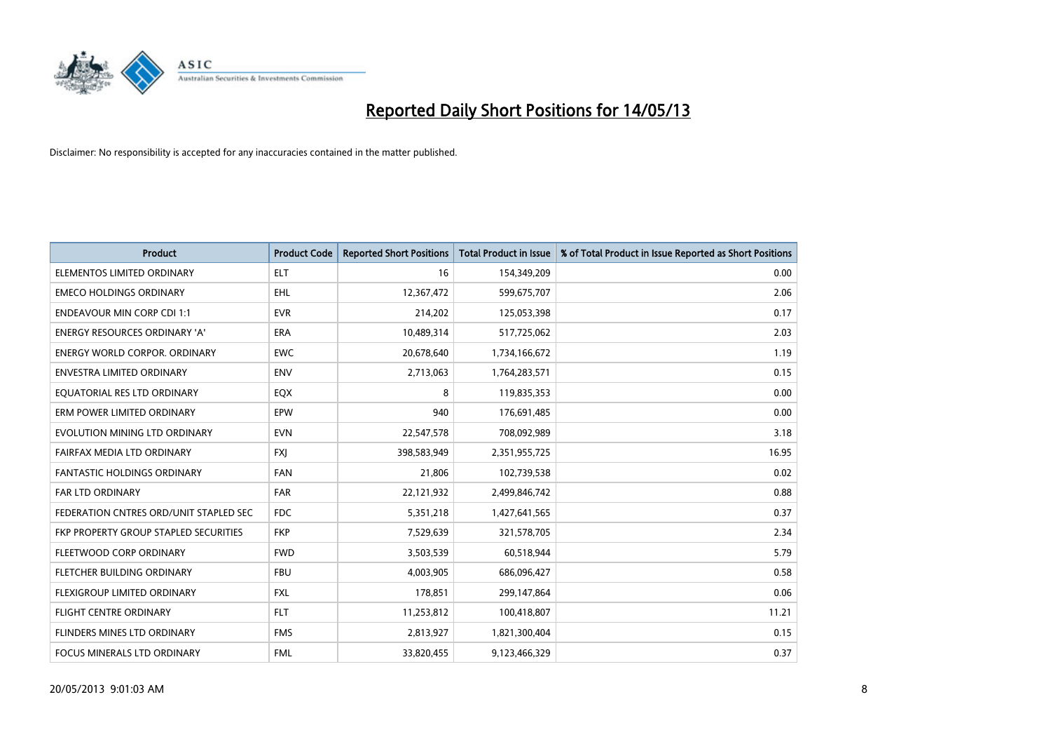# Reported Daily Short Positions for 14/05/13

Disclaimer: No responsibility is accepted for any inaccuracies contained in the matter published.

| Product | Product Code | Reported Short Positions | Total Product in Issue | % of Total Product in Issue Reported as Short Positions |
|---|---|---|---|---|
| ELEMENTOS LIMITED ORDINARY | ELT | 16 | 154,349,209 | 0.00 |
| EMECO HOLDINGS ORDINARY | EHL | 12,367,472 | 599,675,707 | 2.06 |
| ENDEAVOUR MIN CORP CDI 1:1 | EVR | 214,202 | 125,053,398 | 0.17 |
| ENERGY RESOURCES ORDINARY 'A' | ERA | 10,489,314 | 517,725,062 | 2.03 |
| ENERGY WORLD CORPOR. ORDINARY | EWC | 20,678,640 | 1,734,166,672 | 1.19 |
| ENVESTRA LIMITED ORDINARY | ENV | 2,713,063 | 1,764,283,571 | 0.15 |
| EQUATORIAL RES LTD ORDINARY | EQX | 8 | 119,835,353 | 0.00 |
| ERM POWER LIMITED ORDINARY | EPW | 940 | 176,691,485 | 0.00 |
| EVOLUTION MINING LTD ORDINARY | EVN | 22,547,578 | 708,092,989 | 3.18 |
| FAIRFAX MEDIA LTD ORDINARY | FXJ | 398,583,949 | 2,351,955,725 | 16.95 |
| FANTASTIC HOLDINGS ORDINARY | FAN | 21,806 | 102,739,538 | 0.02 |
| FAR LTD ORDINARY | FAR | 22,121,932 | 2,499,846,742 | 0.88 |
| FEDERATION CNTRES ORD/UNIT STAPLED SEC | FDC | 5,351,218 | 1,427,641,565 | 0.37 |
| FKP PROPERTY GROUP STAPLED SECURITIES | FKP | 7,529,639 | 321,578,705 | 2.34 |
| FLEETWOOD CORP ORDINARY | FWD | 3,503,539 | 60,518,944 | 5.79 |
| FLETCHER BUILDING ORDINARY | FBU | 4,003,905 | 686,096,427 | 0.58 |
| FLEXIGROUP LIMITED ORDINARY | FXL | 178,851 | 299,147,864 | 0.06 |
| FLIGHT CENTRE ORDINARY | FLT | 11,253,812 | 100,418,807 | 11.21 |
| FLINDERS MINES LTD ORDINARY | FMS | 2,813,927 | 1,821,300,404 | 0.15 |
| FOCUS MINERALS LTD ORDINARY | FML | 33,820,455 | 9,123,466,329 | 0.37 |

20/05/2013 9:01:03 AM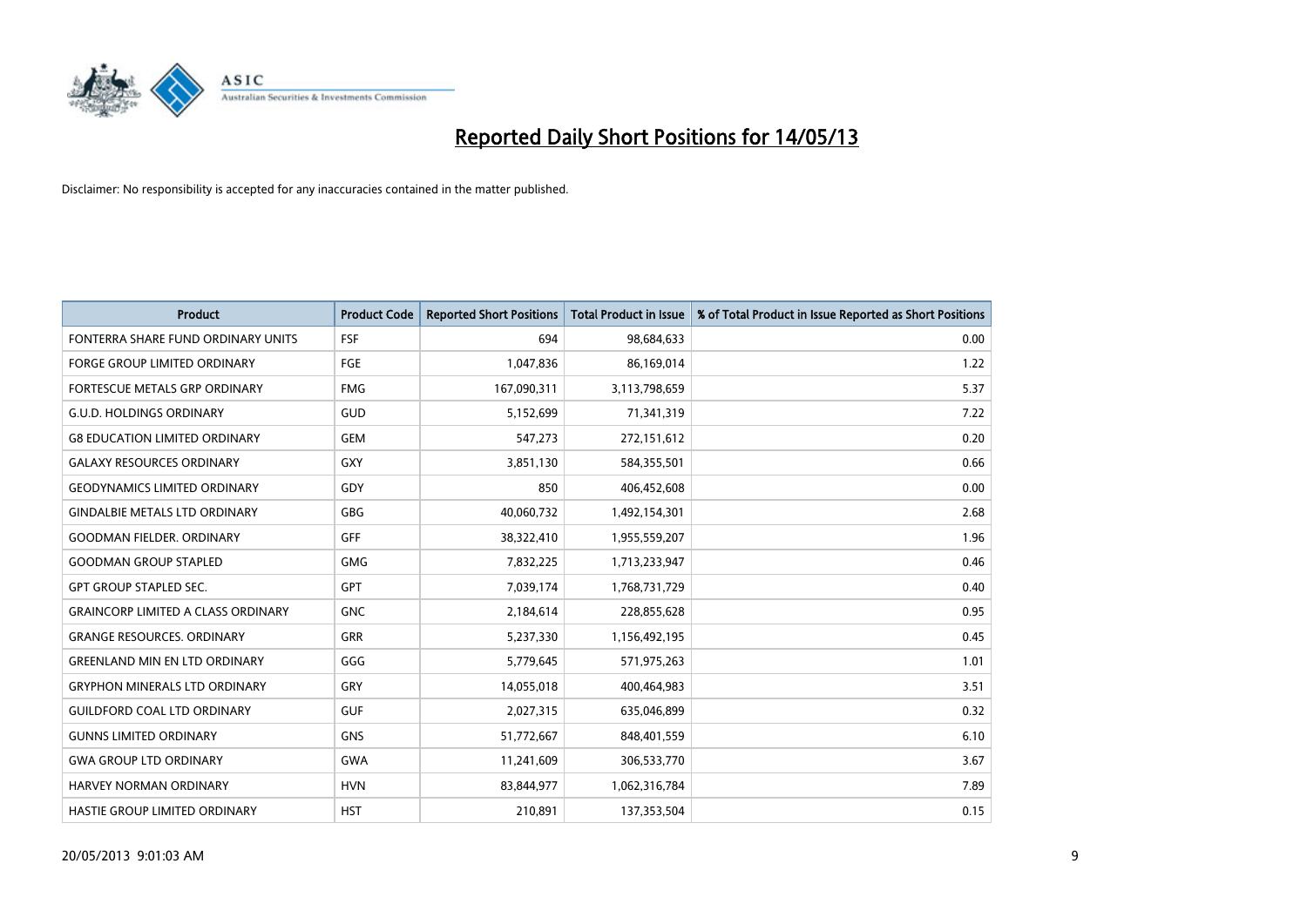# Reported Daily Short Positions for 14/05/13

Disclaimer: No responsibility is accepted for any inaccuracies contained in the matter published.

| Product | Product Code | Reported Short Positions | Total Product in Issue | % of Total Product in Issue Reported as Short Positions |
|---|---|---|---|---|
| FONTERRA SHARE FUND ORDINARY UNITS | FSF | 694 | 98,684,633 | 0.00 |
| FORGE GROUP LIMITED ORDINARY | FGE | 1,047,836 | 86,169,014 | 1.22 |
| FORTESCUE METALS GRP ORDINARY | FMG | 167,090,311 | 3,113,798,659 | 5.37 |
| G.U.D. HOLDINGS ORDINARY | GUD | 5,152,699 | 71,341,319 | 7.22 |
| G8 EDUCATION LIMITED ORDINARY | GEM | 547,273 | 272,151,612 | 0.20 |
| GALAXY RESOURCES ORDINARY | GXY | 3,851,130 | 584,355,501 | 0.66 |
| GEODYNAMICS LIMITED ORDINARY | GDY | 850 | 406,452,608 | 0.00 |
| GINDALBIE METALS LTD ORDINARY | GBG | 40,060,732 | 1,492,154,301 | 2.68 |
| GOODMAN FIELDER. ORDINARY | GFF | 38,322,410 | 1,955,559,207 | 1.96 |
| GOODMAN GROUP STAPLED | GMG | 7,832,225 | 1,713,233,947 | 0.46 |
| GPT GROUP STAPLED SEC. | GPT | 7,039,174 | 1,768,731,729 | 0.40 |
| GRAINCORP LIMITED A CLASS ORDINARY | GNC | 2,184,614 | 228,855,628 | 0.95 |
| GRANGE RESOURCES. ORDINARY | GRR | 5,237,330 | 1,156,492,195 | 0.45 |
| GREENLAND MIN EN LTD ORDINARY | GGG | 5,779,645 | 571,975,263 | 1.01 |
| GRYPHON MINERALS LTD ORDINARY | GRY | 14,055,018 | 400,464,983 | 3.51 |
| GUILDFORD COAL LTD ORDINARY | GUF | 2,027,315 | 635,046,899 | 0.32 |
| GUNNS LIMITED ORDINARY | GNS | 51,772,667 | 848,401,559 | 6.10 |
| GWA GROUP LTD ORDINARY | GWA | 11,241,609 | 306,533,770 | 3.67 |
| HARVEY NORMAN ORDINARY | HVN | 83,844,977 | 1,062,316,784 | 7.89 |
| HASTIE GROUP LIMITED ORDINARY | HST | 210,891 | 137,353,504 | 0.15 |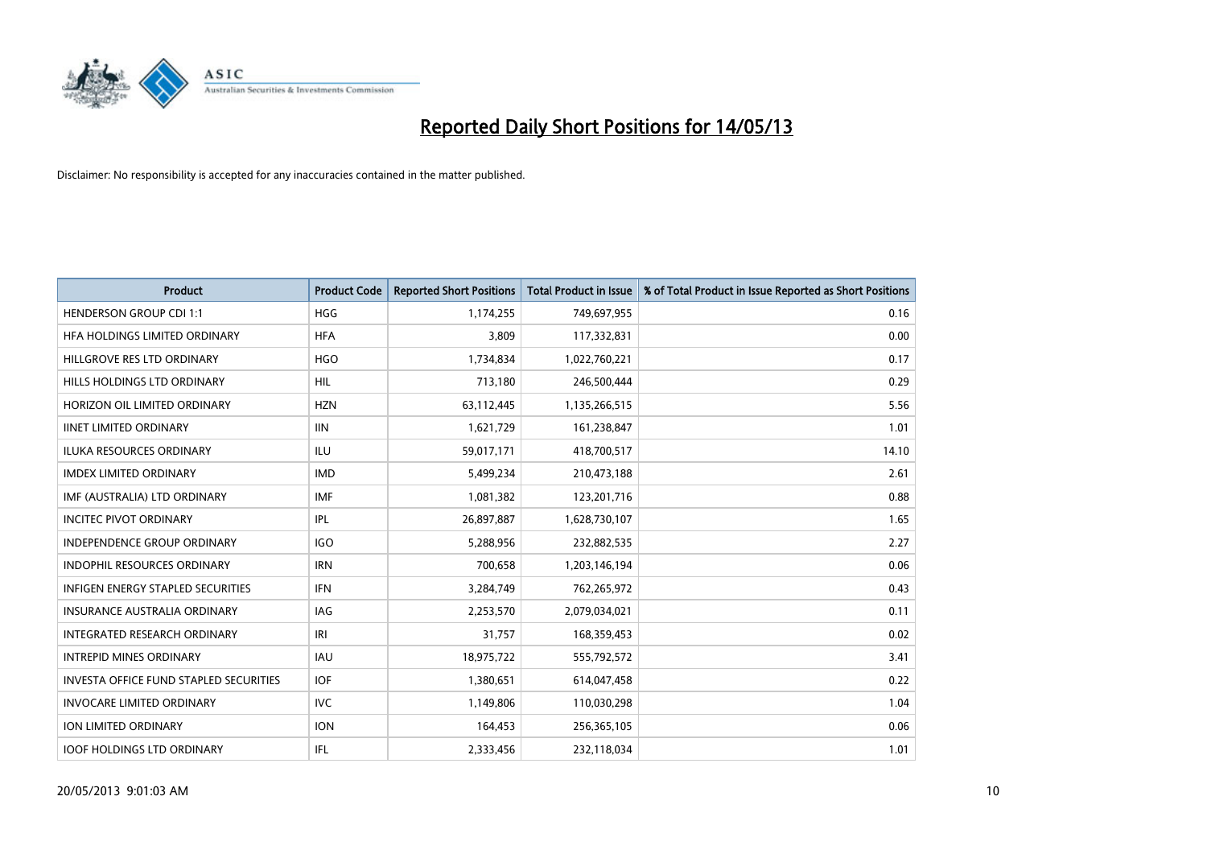# Reported Daily Short Positions for 14/05/13

Disclaimer: No responsibility is accepted for any inaccuracies contained in the matter published.

| Product | Product Code | Reported Short Positions | Total Product in Issue | % of Total Product in Issue Reported as Short Positions |
|---|---|---|---|---|
| HENDERSON GROUP CDI 1:1 | HGG | 1,174,255 | 749,697,955 | 0.16 |
| HFA HOLDINGS LIMITED ORDINARY | HFA | 3,809 | 117,332,831 | 0.00 |
| HILLGROVE RES LTD ORDINARY | HGO | 1,734,834 | 1,022,760,221 | 0.17 |
| HILLS HOLDINGS LTD ORDINARY | HIL | 713,180 | 246,500,444 | 0.29 |
| HORIZON OIL LIMITED ORDINARY | HZN | 63,112,445 | 1,135,266,515 | 5.56 |
| IINET LIMITED ORDINARY | IIN | 1,621,729 | 161,238,847 | 1.01 |
| ILUKA RESOURCES ORDINARY | ILU | 59,017,171 | 418,700,517 | 14.10 |
| IMDEX LIMITED ORDINARY | IMD | 5,499,234 | 210,473,188 | 2.61 |
| IMF (AUSTRALIA) LTD ORDINARY | IMF | 1,081,382 | 123,201,716 | 0.88 |
| INCITEC PIVOT ORDINARY | IPL | 26,897,887 | 1,628,730,107 | 1.65 |
| INDEPENDENCE GROUP ORDINARY | IGO | 5,288,956 | 232,882,535 | 2.27 |
| INDOPHIL RESOURCES ORDINARY | IRN | 700,658 | 1,203,146,194 | 0.06 |
| INFIGEN ENERGY STAPLED SECURITIES | IFN | 3,284,749 | 762,265,972 | 0.43 |
| INSURANCE AUSTRALIA ORDINARY | IAG | 2,253,570 | 2,079,034,021 | 0.11 |
| INTEGRATED RESEARCH ORDINARY | IRI | 31,757 | 168,359,453 | 0.02 |
| INTREPID MINES ORDINARY | IAU | 18,975,722 | 555,792,572 | 3.41 |
| INVESTA OFFICE FUND STAPLED SECURITIES | IOF | 1,380,651 | 614,047,458 | 0.22 |
| INVOCARE LIMITED ORDINARY | IVC | 1,149,806 | 110,030,298 | 1.04 |
| ION LIMITED ORDINARY | ION | 164,453 | 256,365,105 | 0.06 |
| IOOF HOLDINGS LTD ORDINARY | IFL | 2,333,456 | 232,118,034 | 1.01 |

20/05/2013 9:01:03 AM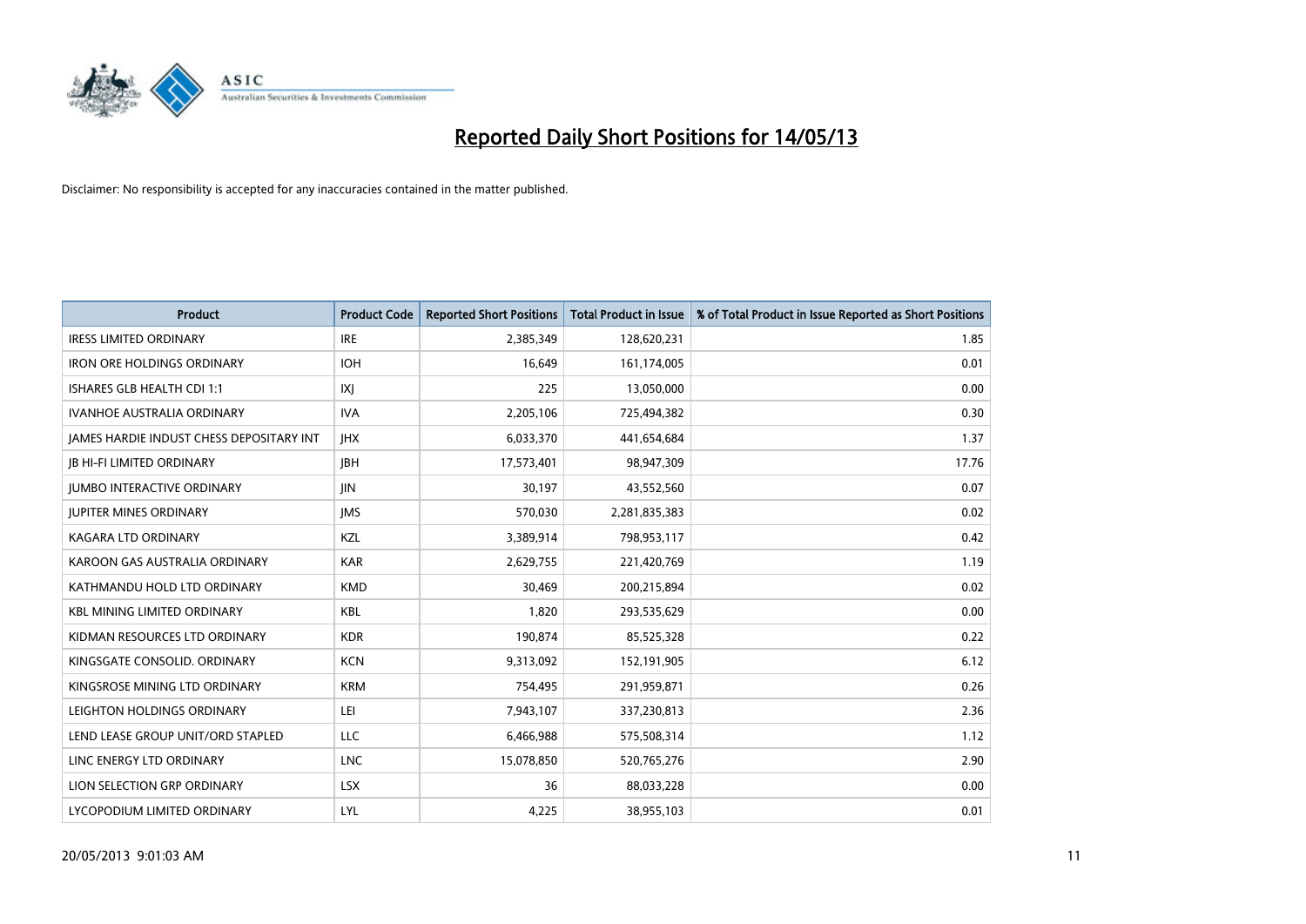# Reported Daily Short Positions for 14/05/13

Disclaimer: No responsibility is accepted for any inaccuracies contained in the matter published.

| Product | Product Code | Reported Short Positions | Total Product in Issue | % of Total Product in Issue Reported as Short Positions |
|---|---|---|---|---|
| IRESS LIMITED ORDINARY | IRE | 2,385,349 | 128,620,231 | 1.85 |
| IRON ORE HOLDINGS ORDINARY | IOH | 16,649 | 161,174,005 | 0.01 |
| ISHARES GLB HEALTH CDI 1:1 | IXJ | 225 | 13,050,000 | 0.00 |
| IVANHOE AUSTRALIA ORDINARY | IVA | 2,205,106 | 725,494,382 | 0.30 |
| JAMES HARDIE INDUST CHESS DEPOSITARY INT | JHX | 6,033,370 | 441,654,684 | 1.37 |
| JB HI-FI LIMITED ORDINARY | JBH | 17,573,401 | 98,947,309 | 17.76 |
| JUMBO INTERACTIVE ORDINARY | JIN | 30,197 | 43,552,560 | 0.07 |
| JUPITER MINES ORDINARY | JMS | 570,030 | 2,281,835,383 | 0.02 |
| KAGARA LTD ORDINARY | KZL | 3,389,914 | 798,953,117 | 0.42 |
| KAROON GAS AUSTRALIA ORDINARY | KAR | 2,629,755 | 221,420,769 | 1.19 |
| KATHMANDU HOLD LTD ORDINARY | KMD | 30,469 | 200,215,894 | 0.02 |
| KBL MINING LIMITED ORDINARY | KBL | 1,820 | 293,535,629 | 0.00 |
| KIDMAN RESOURCES LTD ORDINARY | KDR | 190,874 | 85,525,328 | 0.22 |
| KINGSGATE CONSOLID. ORDINARY | KCN | 9,313,092 | 152,191,905 | 6.12 |
| KINGSROSE MINING LTD ORDINARY | KRM | 754,495 | 291,959,871 | 0.26 |
| LEIGHTON HOLDINGS ORDINARY | LEI | 7,943,107 | 337,230,813 | 2.36 |
| LEND LEASE GROUP UNIT/ORD STAPLED | LLC | 6,466,988 | 575,508,314 | 1.12 |
| LINC ENERGY LTD ORDINARY | LNC | 15,078,850 | 520,765,276 | 2.90 |
| LION SELECTION GRP ORDINARY | LSX | 36 | 88,033,228 | 0.00 |
| LYCOPODIUM LIMITED ORDINARY | LYL | 4,225 | 38,955,103 | 0.01 |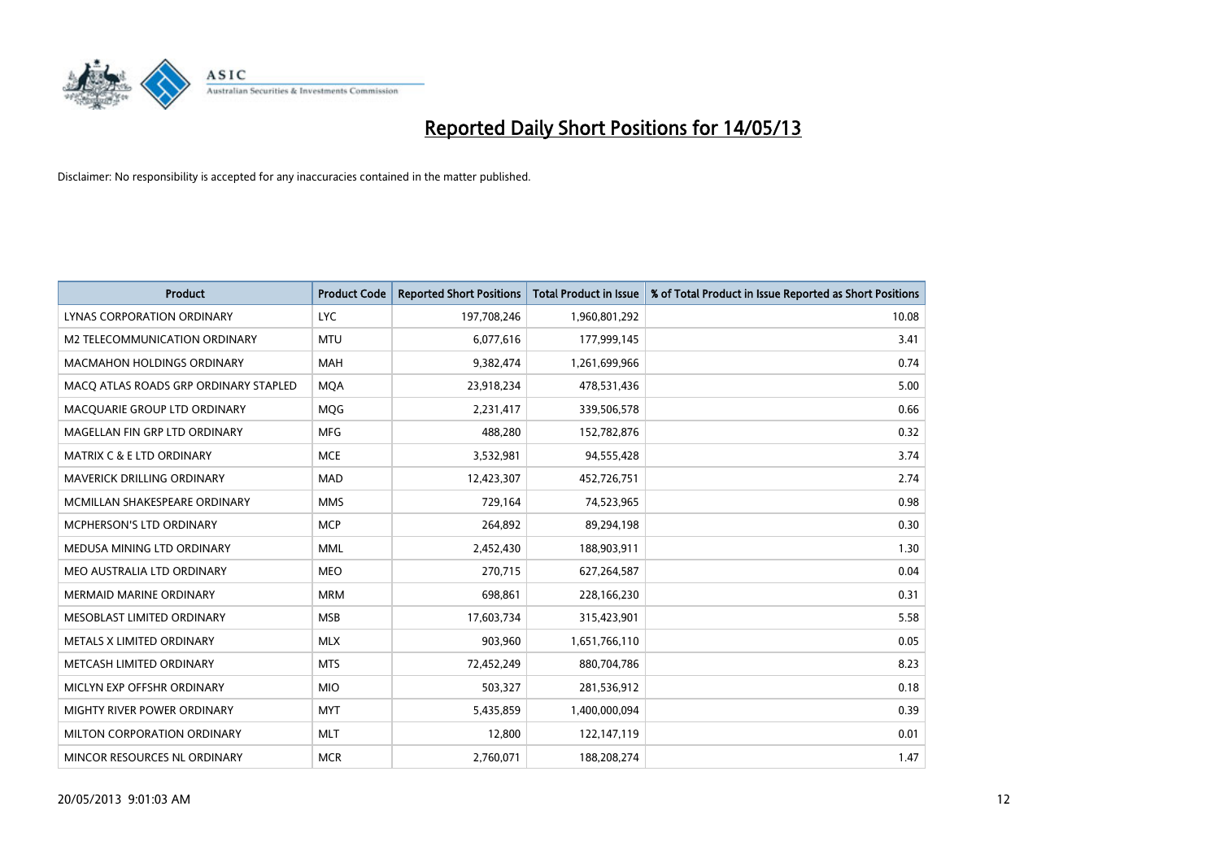# Reported Daily Short Positions for 14/05/13

Disclaimer: No responsibility is accepted for any inaccuracies contained in the matter published.

| Product | Product Code | Reported Short Positions | Total Product in Issue | % of Total Product in Issue Reported as Short Positions |
|---|---|---|---|---|
| LYNAS CORPORATION ORDINARY | LYC | 197,708,246 | 1,960,801,292 | 10.08 |
| M2 TELECOMMUNICATION ORDINARY | MTU | 6,077,616 | 177,999,145 | 3.41 |
| MACMAHON HOLDINGS ORDINARY | MAH | 9,382,474 | 1,261,699,966 | 0.74 |
| MACQ ATLAS ROADS GRP ORDINARY STAPLED | MQA | 23,918,234 | 478,531,436 | 5.00 |
| MACQUARIE GROUP LTD ORDINARY | MQG | 2,231,417 | 339,506,578 | 0.66 |
| MAGELLAN FIN GRP LTD ORDINARY | MFG | 488,280 | 152,782,876 | 0.32 |
| MATRIX C & E LTD ORDINARY | MCE | 3,532,981 | 94,555,428 | 3.74 |
| MAVERICK DRILLING ORDINARY | MAD | 12,423,307 | 452,726,751 | 2.74 |
| MCMILLAN SHAKESPEARE ORDINARY | MMS | 729,164 | 74,523,965 | 0.98 |
| MCPHERSON'S LTD ORDINARY | MCP | 264,892 | 89,294,198 | 0.30 |
| MEDUSA MINING LTD ORDINARY | MML | 2,452,430 | 188,903,911 | 1.30 |
| MEO AUSTRALIA LTD ORDINARY | MEO | 270,715 | 627,264,587 | 0.04 |
| MERMAID MARINE ORDINARY | MRM | 698,861 | 228,166,230 | 0.31 |
| MESOBLAST LIMITED ORDINARY | MSB | 17,603,734 | 315,423,901 | 5.58 |
| METALS X LIMITED ORDINARY | MLX | 903,960 | 1,651,766,110 | 0.05 |
| METCASH LIMITED ORDINARY | MTS | 72,452,249 | 880,704,786 | 8.23 |
| MICLYN EXP OFFSHR ORDINARY | MIO | 503,327 | 281,536,912 | 0.18 |
| MIGHTY RIVER POWER ORDINARY | MYT | 5,435,859 | 1,400,000,094 | 0.39 |
| MILTON CORPORATION ORDINARY | MLT | 12,800 | 122,147,119 | 0.01 |
| MINCOR RESOURCES NL ORDINARY | MCR | 2,760,071 | 188,208,274 | 1.47 |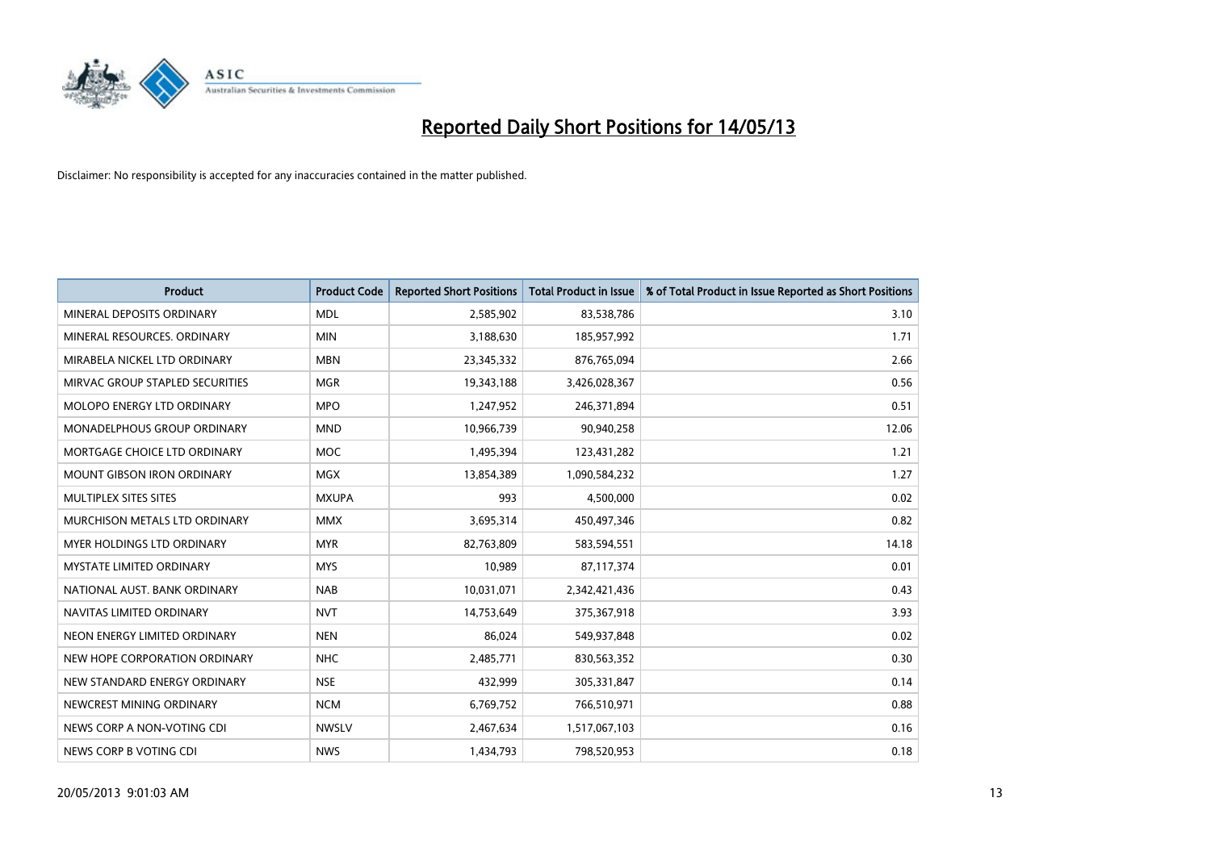# Reported Daily Short Positions for 14/05/13

Disclaimer: No responsibility is accepted for any inaccuracies contained in the matter published.

| Product | Product Code | Reported Short Positions | Total Product in Issue | % of Total Product in Issue Reported as Short Positions |
|---|---|---|---|---|
| MINERAL DEPOSITS ORDINARY | MDL | 2,585,902 | 83,538,786 | 3.10 |
| MINERAL RESOURCES. ORDINARY | MIN | 3,188,630 | 185,957,992 | 1.71 |
| MIRABELA NICKEL LTD ORDINARY | MBN | 23,345,332 | 876,765,094 | 2.66 |
| MIRVAC GROUP STAPLED SECURITIES | MGR | 19,343,188 | 3,426,028,367 | 0.56 |
| MOLOPO ENERGY LTD ORDINARY | MPO | 1,247,952 | 246,371,894 | 0.51 |
| MONADELPHOUS GROUP ORDINARY | MND | 10,966,739 | 90,940,258 | 12.06 |
| MORTGAGE CHOICE LTD ORDINARY | MOC | 1,495,394 | 123,431,282 | 1.21 |
| MOUNT GIBSON IRON ORDINARY | MGX | 13,854,389 | 1,090,584,232 | 1.27 |
| MULTIPLEX SITES SITES | MXUPA | 993 | 4,500,000 | 0.02 |
| MURCHISON METALS LTD ORDINARY | MMX | 3,695,314 | 450,497,346 | 0.82 |
| MYER HOLDINGS LTD ORDINARY | MYR | 82,763,809 | 583,594,551 | 14.18 |
| MYSTATE LIMITED ORDINARY | MYS | 10,989 | 87,117,374 | 0.01 |
| NATIONAL AUST. BANK ORDINARY | NAB | 10,031,071 | 2,342,421,436 | 0.43 |
| NAVITAS LIMITED ORDINARY | NVT | 14,753,649 | 375,367,918 | 3.93 |
| NEON ENERGY LIMITED ORDINARY | NEN | 86,024 | 549,937,848 | 0.02 |
| NEW HOPE CORPORATION ORDINARY | NHC | 2,485,771 | 830,563,352 | 0.30 |
| NEW STANDARD ENERGY ORDINARY | NSE | 432,999 | 305,331,847 | 0.14 |
| NEWCREST MINING ORDINARY | NCM | 6,769,752 | 766,510,971 | 0.88 |
| NEWS CORP A NON-VOTING CDI | NWSLV | 2,467,634 | 1,517,067,103 | 0.16 |
| NEWS CORP B VOTING CDI | NWS | 1,434,793 | 798,520,953 | 0.18 |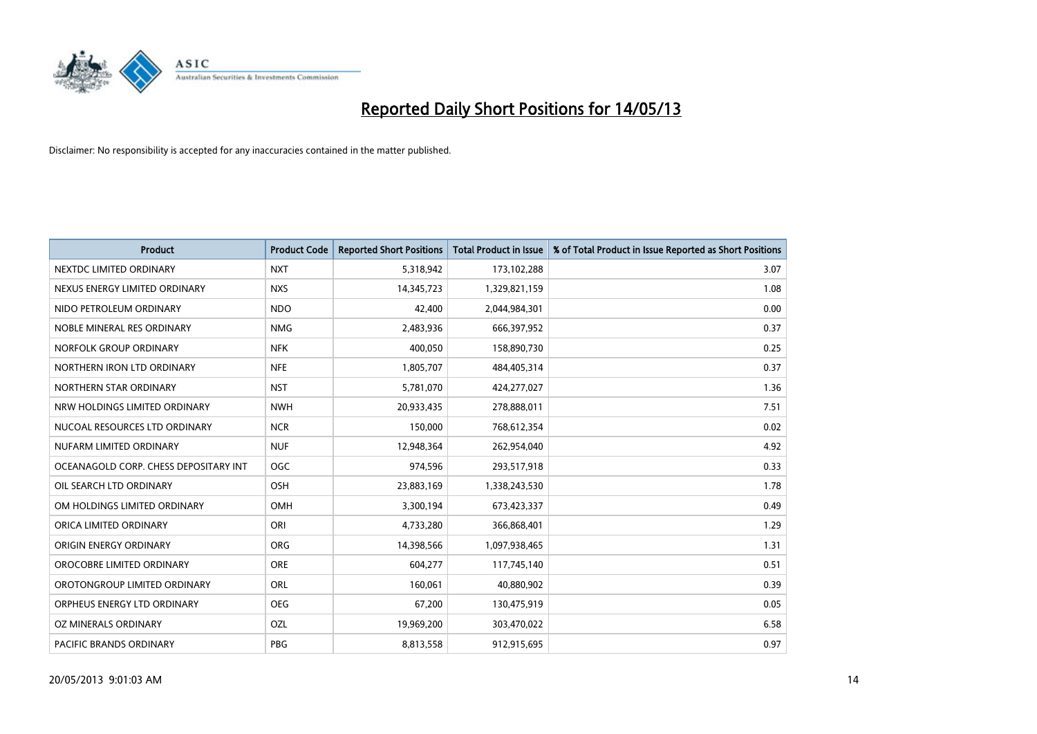# Reported Daily Short Positions for 14/05/13

Disclaimer: No responsibility is accepted for any inaccuracies contained in the matter published.

| Product | Product Code | Reported Short Positions | Total Product in Issue | % of Total Product in Issue Reported as Short Positions |
|---|---|---|---|---|
| NEXTDC LIMITED ORDINARY | NXT | 5,318,942 | 173,102,288 | 3.07 |
| NEXUS ENERGY LIMITED ORDINARY | NXS | 14,345,723 | 1,329,821,159 | 1.08 |
| NIDO PETROLEUM ORDINARY | NDO | 42,400 | 2,044,984,301 | 0.00 |
| NOBLE MINERAL RES ORDINARY | NMG | 2,483,936 | 666,397,952 | 0.37 |
| NORFOLK GROUP ORDINARY | NFK | 400,050 | 158,890,730 | 0.25 |
| NORTHERN IRON LTD ORDINARY | NFE | 1,805,707 | 484,405,314 | 0.37 |
| NORTHERN STAR ORDINARY | NST | 5,781,070 | 424,277,027 | 1.36 |
| NRW HOLDINGS LIMITED ORDINARY | NWH | 20,933,435 | 278,888,011 | 7.51 |
| NUCOAL RESOURCES LTD ORDINARY | NCR | 150,000 | 768,612,354 | 0.02 |
| NUFARM LIMITED ORDINARY | NUF | 12,948,364 | 262,954,040 | 4.92 |
| OCEANAGOLD CORP. CHESS DEPOSITARY INT | OGC | 974,596 | 293,517,918 | 0.33 |
| OIL SEARCH LTD ORDINARY | OSH | 23,883,169 | 1,338,243,530 | 1.78 |
| OM HOLDINGS LIMITED ORDINARY | OMH | 3,300,194 | 673,423,337 | 0.49 |
| ORICA LIMITED ORDINARY | ORI | 4,733,280 | 366,868,401 | 1.29 |
| ORIGIN ENERGY ORDINARY | ORG | 14,398,566 | 1,097,938,465 | 1.31 |
| OROCOBRE LIMITED ORDINARY | ORE | 604,277 | 117,745,140 | 0.51 |
| OROTONGROUP LIMITED ORDINARY | ORL | 160,061 | 40,880,902 | 0.39 |
| ORPHEUS ENERGY LTD ORDINARY | OEG | 67,200 | 130,475,919 | 0.05 |
| OZ MINERALS ORDINARY | OZL | 19,969,200 | 303,470,022 | 6.58 |
| PACIFIC BRANDS ORDINARY | PBG | 8,813,558 | 912,915,695 | 0.97 |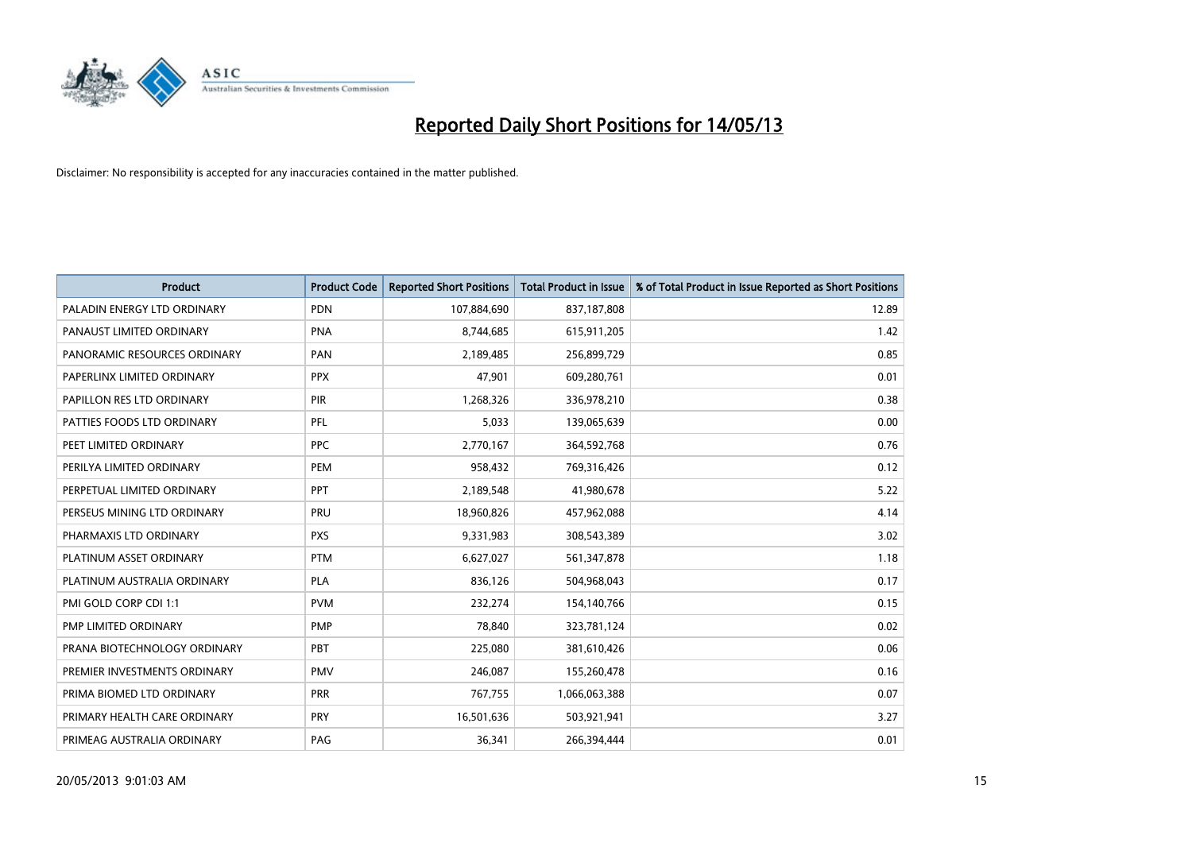# Reported Daily Short Positions for 14/05/13

Disclaimer: No responsibility is accepted for any inaccuracies contained in the matter published.

| Product | Product Code | Reported Short Positions | Total Product in Issue | % of Total Product in Issue Reported as Short Positions |
|---|---|---|---|---|
| PALADIN ENERGY LTD ORDINARY | PDN | 107,884,690 | 837,187,808 | 12.89 |
| PANAUST LIMITED ORDINARY | PNA | 8,744,685 | 615,911,205 | 1.42 |
| PANORAMIC RESOURCES ORDINARY | PAN | 2,189,485 | 256,899,729 | 0.85 |
| PAPERLINX LIMITED ORDINARY | PPX | 47,901 | 609,280,761 | 0.01 |
| PAPILLON RES LTD ORDINARY | PIR | 1,268,326 | 336,978,210 | 0.38 |
| PATTIES FOODS LTD ORDINARY | PFL | 5,033 | 139,065,639 | 0.00 |
| PEET LIMITED ORDINARY | PPC | 2,770,167 | 364,592,768 | 0.76 |
| PERILYA LIMITED ORDINARY | PEM | 958,432 | 769,316,426 | 0.12 |
| PERPETUAL LIMITED ORDINARY | PPT | 2,189,548 | 41,980,678 | 5.22 |
| PERSEUS MINING LTD ORDINARY | PRU | 18,960,826 | 457,962,088 | 4.14 |
| PHARMAXIS LTD ORDINARY | PXS | 9,331,983 | 308,543,389 | 3.02 |
| PLATINUM ASSET ORDINARY | PTM | 6,627,027 | 561,347,878 | 1.18 |
| PLATINUM AUSTRALIA ORDINARY | PLA | 836,126 | 504,968,043 | 0.17 |
| PMI GOLD CORP CDI 1:1 | PVM | 232,274 | 154,140,766 | 0.15 |
| PMP LIMITED ORDINARY | PMP | 78,840 | 323,781,124 | 0.02 |
| PRANA BIOTECHNOLOGY ORDINARY | PBT | 225,080 | 381,610,426 | 0.06 |
| PREMIER INVESTMENTS ORDINARY | PMV | 246,087 | 155,260,478 | 0.16 |
| PRIMA BIOMED LTD ORDINARY | PRR | 767,755 | 1,066,063,388 | 0.07 |
| PRIMARY HEALTH CARE ORDINARY | PRY | 16,501,636 | 503,921,941 | 3.27 |
| PRIMEAG AUSTRALIA ORDINARY | PAG | 36,341 | 266,394,444 | 0.01 |

20/05/2013 9:01:03 AM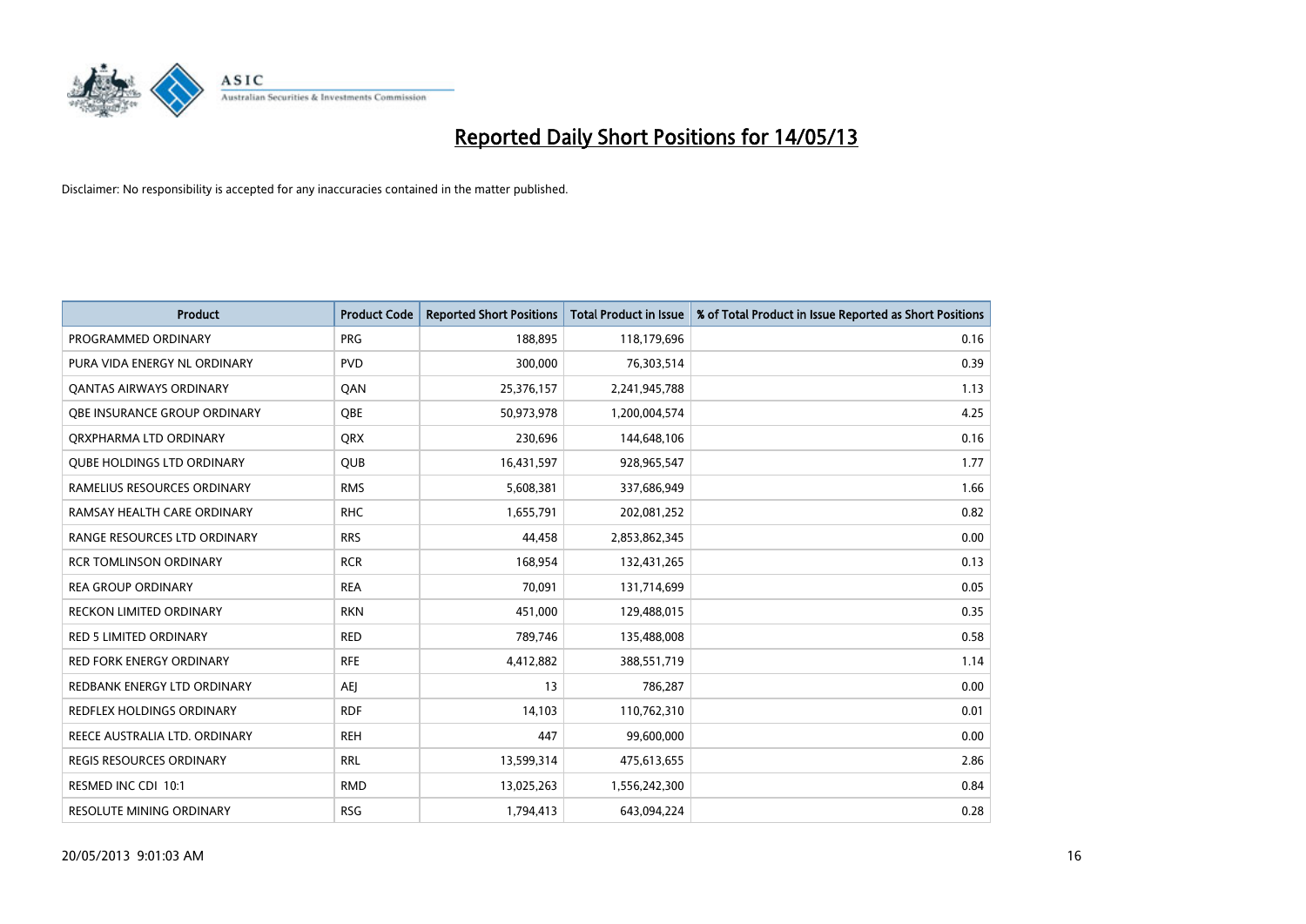# Reported Daily Short Positions for 14/05/13

Disclaimer: No responsibility is accepted for any inaccuracies contained in the matter published.

| Product | Product Code | Reported Short Positions | Total Product in Issue | % of Total Product in Issue Reported as Short Positions |
|---|---|---|---|---|
| PROGRAMMED ORDINARY | PRG | 188,895 | 118,179,696 | 0.16 |
| PURA VIDA ENERGY NL ORDINARY | PVD | 300,000 | 76,303,514 | 0.39 |
| QANTAS AIRWAYS ORDINARY | QAN | 25,376,157 | 2,241,945,788 | 1.13 |
| QBE INSURANCE GROUP ORDINARY | QBE | 50,973,978 | 1,200,004,574 | 4.25 |
| QRXPHARMA LTD ORDINARY | QRX | 230,696 | 144,648,106 | 0.16 |
| QUBE HOLDINGS LTD ORDINARY | QUB | 16,431,597 | 928,965,547 | 1.77 |
| RAMELIUS RESOURCES ORDINARY | RMS | 5,608,381 | 337,686,949 | 1.66 |
| RAMSAY HEALTH CARE ORDINARY | RHC | 1,655,791 | 202,081,252 | 0.82 |
| RANGE RESOURCES LTD ORDINARY | RRS | 44,458 | 2,853,862,345 | 0.00 |
| RCR TOMLINSON ORDINARY | RCR | 168,954 | 132,431,265 | 0.13 |
| REA GROUP ORDINARY | REA | 70,091 | 131,714,699 | 0.05 |
| RECKON LIMITED ORDINARY | RKN | 451,000 | 129,488,015 | 0.35 |
| RED 5 LIMITED ORDINARY | RED | 789,746 | 135,488,008 | 0.58 |
| RED FORK ENERGY ORDINARY | RFE | 4,412,882 | 388,551,719 | 1.14 |
| REDBANK ENERGY LTD ORDINARY | AEJ | 13 | 786,287 | 0.00 |
| REDFLEX HOLDINGS ORDINARY | RDF | 14,103 | 110,762,310 | 0.01 |
| REECE AUSTRALIA LTD. ORDINARY | REH | 447 | 99,600,000 | 0.00 |
| REGIS RESOURCES ORDINARY | RRL | 13,599,314 | 475,613,655 | 2.86 |
| RESMED INC CDI 10:1 | RMD | 13,025,263 | 1,556,242,300 | 0.84 |
| RESOLUTE MINING ORDINARY | RSG | 1,794,413 | 643,094,224 | 0.28 |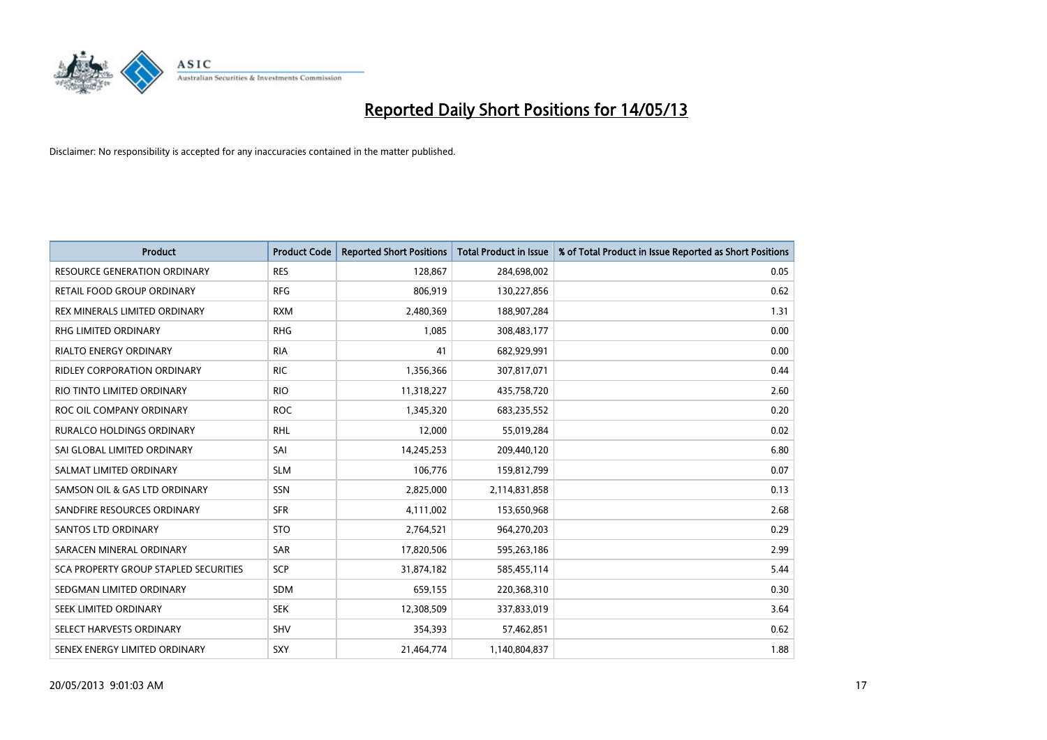# Reported Daily Short Positions for 14/05/13

Disclaimer: No responsibility is accepted for any inaccuracies contained in the matter published.

| Product | Product Code | Reported Short Positions | Total Product in Issue | % of Total Product in Issue Reported as Short Positions |
|---|---|---|---|---|
| RESOURCE GENERATION ORDINARY | RES | 128,867 | 284,698,002 | 0.05 |
| RETAIL FOOD GROUP ORDINARY | RFG | 806,919 | 130,227,856 | 0.62 |
| REX MINERALS LIMITED ORDINARY | RXM | 2,480,369 | 188,907,284 | 1.31 |
| RHG LIMITED ORDINARY | RHG | 1,085 | 308,483,177 | 0.00 |
| RIALTO ENERGY ORDINARY | RIA | 41 | 682,929,991 | 0.00 |
| RIDLEY CORPORATION ORDINARY | RIC | 1,356,366 | 307,817,071 | 0.44 |
| RIO TINTO LIMITED ORDINARY | RIO | 11,318,227 | 435,758,720 | 2.60 |
| ROC OIL COMPANY ORDINARY | ROC | 1,345,320 | 683,235,552 | 0.20 |
| RURALCO HOLDINGS ORDINARY | RHL | 12,000 | 55,019,284 | 0.02 |
| SAI GLOBAL LIMITED ORDINARY | SAI | 14,245,253 | 209,440,120 | 6.80 |
| SALMAT LIMITED ORDINARY | SLM | 106,776 | 159,812,799 | 0.07 |
| SAMSON OIL & GAS LTD ORDINARY | SSN | 2,825,000 | 2,114,831,858 | 0.13 |
| SANDFIRE RESOURCES ORDINARY | SFR | 4,111,002 | 153,650,968 | 2.68 |
| SANTOS LTD ORDINARY | STO | 2,764,521 | 964,270,203 | 0.29 |
| SARACEN MINERAL ORDINARY | SAR | 17,820,506 | 595,263,186 | 2.99 |
| SCA PROPERTY GROUP STAPLED SECURITIES | SCP | 31,874,182 | 585,455,114 | 5.44 |
| SEDGMAN LIMITED ORDINARY | SDM | 659,155 | 220,368,310 | 0.30 |
| SEEK LIMITED ORDINARY | SEK | 12,308,509 | 337,833,019 | 3.64 |
| SELECT HARVESTS ORDINARY | SHV | 354,393 | 57,462,851 | 0.62 |
| SENEX ENERGY LIMITED ORDINARY | SXY | 21,464,774 | 1,140,804,837 | 1.88 |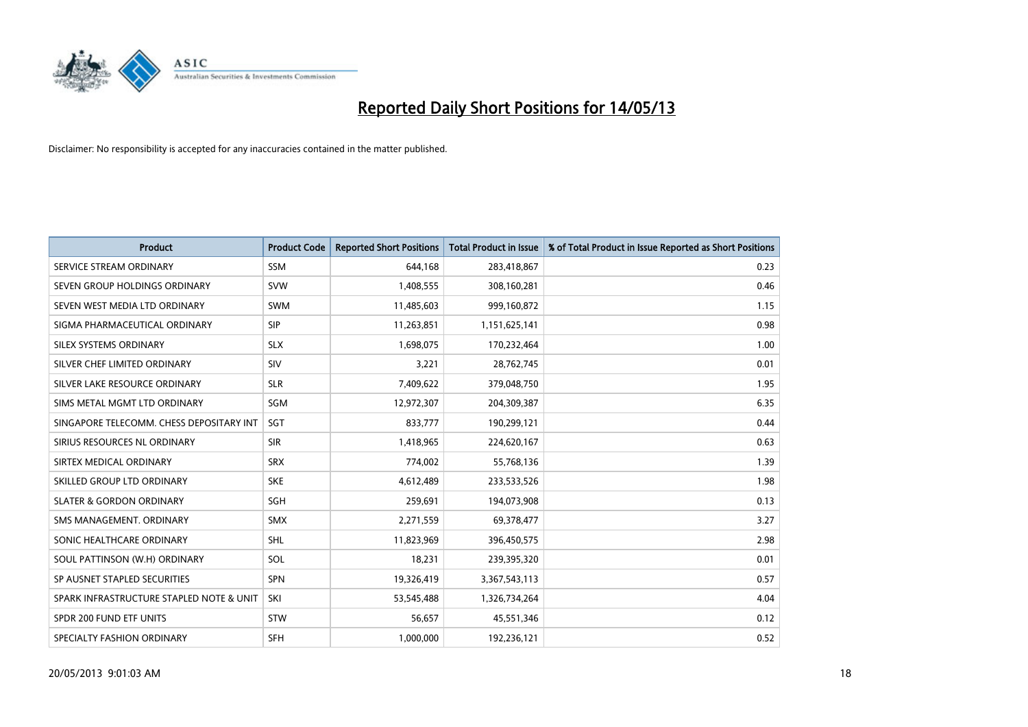# Reported Daily Short Positions for 14/05/13

Disclaimer: No responsibility is accepted for any inaccuracies contained in the matter published.

| Product | Product Code | Reported Short Positions | Total Product in Issue | % of Total Product in Issue Reported as Short Positions |
|---|---|---|---|---|
| SERVICE STREAM ORDINARY | SSM | 644,168 | 283,418,867 | 0.23 |
| SEVEN GROUP HOLDINGS ORDINARY | SVW | 1,408,555 | 308,160,281 | 0.46 |
| SEVEN WEST MEDIA LTD ORDINARY | SWM | 11,485,603 | 999,160,872 | 1.15 |
| SIGMA PHARMACEUTICAL ORDINARY | SIP | 11,263,851 | 1,151,625,141 | 0.98 |
| SILEX SYSTEMS ORDINARY | SLX | 1,698,075 | 170,232,464 | 1.00 |
| SILVER CHEF LIMITED ORDINARY | SIV | 3,221 | 28,762,745 | 0.01 |
| SILVER LAKE RESOURCE ORDINARY | SLR | 7,409,622 | 379,048,750 | 1.95 |
| SIMS METAL MGMT LTD ORDINARY | SGM | 12,972,307 | 204,309,387 | 6.35 |
| SINGAPORE TELECOMM. CHESS DEPOSITARY INT | SGT | 833,777 | 190,299,121 | 0.44 |
| SIRIUS RESOURCES NL ORDINARY | SIR | 1,418,965 | 224,620,167 | 0.63 |
| SIRTEX MEDICAL ORDINARY | SRX | 774,002 | 55,768,136 | 1.39 |
| SKILLED GROUP LTD ORDINARY | SKE | 4,612,489 | 233,533,526 | 1.98 |
| SLATER & GORDON ORDINARY | SGH | 259,691 | 194,073,908 | 0.13 |
| SMS MANAGEMENT. ORDINARY | SMX | 2,271,559 | 69,378,477 | 3.27 |
| SONIC HEALTHCARE ORDINARY | SHL | 11,823,969 | 396,450,575 | 2.98 |
| SOUL PATTINSON (W.H) ORDINARY | SOL | 18,231 | 239,395,320 | 0.01 |
| SP AUSNET STAPLED SECURITIES | SPN | 19,326,419 | 3,367,543,113 | 0.57 |
| SPARK INFRASTRUCTURE STAPLED NOTE & UNIT | SKI | 53,545,488 | 1,326,734,264 | 4.04 |
| SPDR 200 FUND ETF UNITS | STW | 56,657 | 45,551,346 | 0.12 |
| SPECIALTY FASHION ORDINARY | SFH | 1,000,000 | 192,236,121 | 0.52 |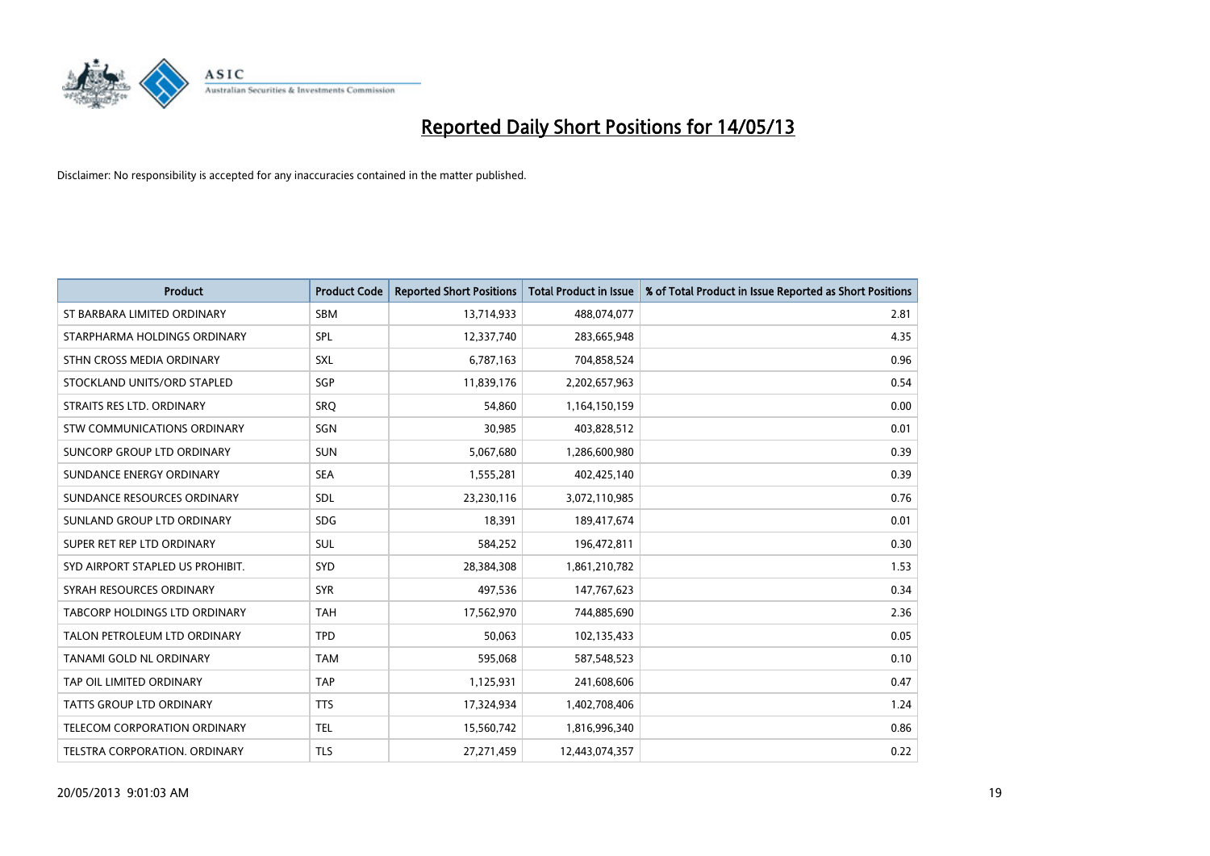# Reported Daily Short Positions for 14/05/13

Disclaimer: No responsibility is accepted for any inaccuracies contained in the matter published.

| Product | Product Code | Reported Short Positions | Total Product in Issue | % of Total Product in Issue Reported as Short Positions |
|---|---|---|---|---|
| ST BARBARA LIMITED ORDINARY | SBM | 13,714,933 | 488,074,077 | 2.81 |
| STARPHARMA HOLDINGS ORDINARY | SPL | 12,337,740 | 283,665,948 | 4.35 |
| STHN CROSS MEDIA ORDINARY | SXL | 6,787,163 | 704,858,524 | 0.96 |
| STOCKLAND UNITS/ORD STAPLED | SGP | 11,839,176 | 2,202,657,963 | 0.54 |
| STRAITS RES LTD. ORDINARY | SRQ | 54,860 | 1,164,150,159 | 0.00 |
| STW COMMUNICATIONS ORDINARY | SGN | 30,985 | 403,828,512 | 0.01 |
| SUNCORP GROUP LTD ORDINARY | SUN | 5,067,680 | 1,286,600,980 | 0.39 |
| SUNDANCE ENERGY ORDINARY | SEA | 1,555,281 | 402,425,140 | 0.39 |
| SUNDANCE RESOURCES ORDINARY | SDL | 23,230,116 | 3,072,110,985 | 0.76 |
| SUNLAND GROUP LTD ORDINARY | SDG | 18,391 | 189,417,674 | 0.01 |
| SUPER RET REP LTD ORDINARY | SUL | 584,252 | 196,472,811 | 0.30 |
| SYD AIRPORT STAPLED US PROHIBIT. | SYD | 28,384,308 | 1,861,210,782 | 1.53 |
| SYRAH RESOURCES ORDINARY | SYR | 497,536 | 147,767,623 | 0.34 |
| TABCORP HOLDINGS LTD ORDINARY | TAH | 17,562,970 | 744,885,690 | 2.36 |
| TALON PETROLEUM LTD ORDINARY | TPD | 50,063 | 102,135,433 | 0.05 |
| TANAMI GOLD NL ORDINARY | TAM | 595,068 | 587,548,523 | 0.10 |
| TAP OIL LIMITED ORDINARY | TAP | 1,125,931 | 241,608,606 | 0.47 |
| TATTS GROUP LTD ORDINARY | TTS | 17,324,934 | 1,402,708,406 | 1.24 |
| TELECOM CORPORATION ORDINARY | TEL | 15,560,742 | 1,816,996,340 | 0.86 |
| TELSTRA CORPORATION. ORDINARY | TLS | 27,271,459 | 12,443,074,357 | 0.22 |

20/05/2013 9:01:03 AM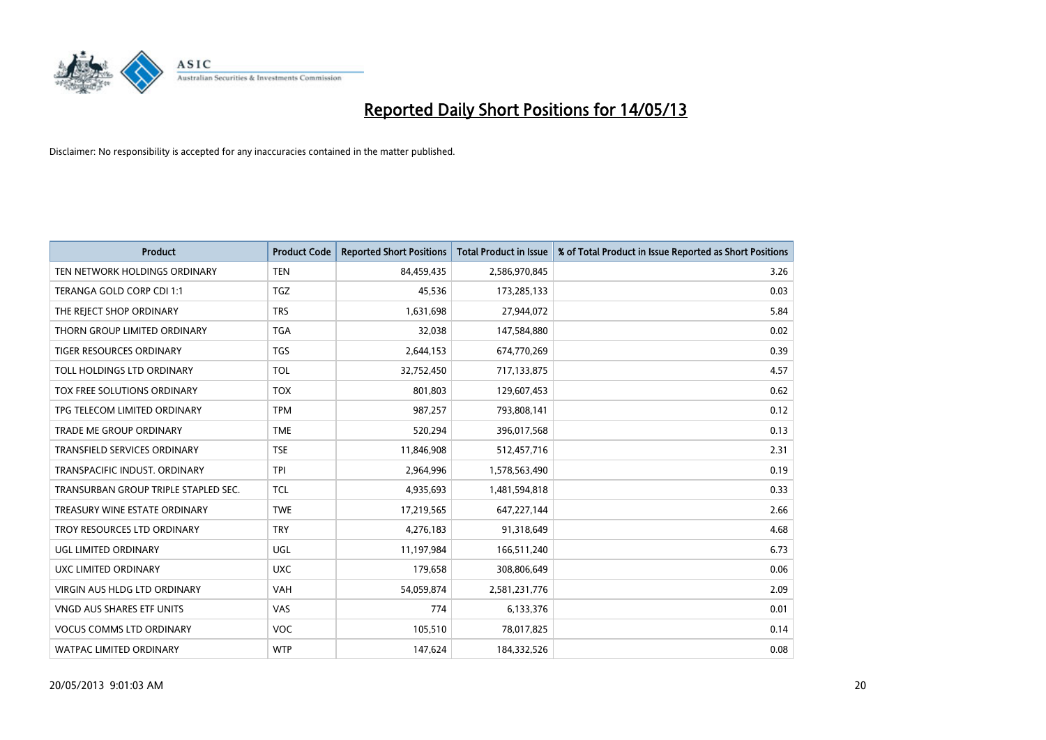# Reported Daily Short Positions for 14/05/13

Disclaimer: No responsibility is accepted for any inaccuracies contained in the matter published.

| Product | Product Code | Reported Short Positions | Total Product in Issue | % of Total Product in Issue Reported as Short Positions |
| --- | --- | --- | --- | --- |
| TEN NETWORK HOLDINGS ORDINARY | TEN | 84,459,435 | 2,586,970,845 | 3.26 |
| TERANGA GOLD CORP CDI 1:1 | TGZ | 45,536 | 173,285,133 | 0.03 |
| THE REJECT SHOP ORDINARY | TRS | 1,631,698 | 27,944,072 | 5.84 |
| THORN GROUP LIMITED ORDINARY | TGA | 32,038 | 147,584,880 | 0.02 |
| TIGER RESOURCES ORDINARY | TGS | 2,644,153 | 674,770,269 | 0.39 |
| TOLL HOLDINGS LTD ORDINARY | TOL | 32,752,450 | 717,133,875 | 4.57 |
| TOX FREE SOLUTIONS ORDINARY | TOX | 801,803 | 129,607,453 | 0.62 |
| TPG TELECOM LIMITED ORDINARY | TPM | 987,257 | 793,808,141 | 0.12 |
| TRADE ME GROUP ORDINARY | TME | 520,294 | 396,017,568 | 0.13 |
| TRANSFIELD SERVICES ORDINARY | TSE | 11,846,908 | 512,457,716 | 2.31 |
| TRANSPACIFIC INDUST. ORDINARY | TPI | 2,964,996 | 1,578,563,490 | 0.19 |
| TRANSURBAN GROUP TRIPLE STAPLED SEC. | TCL | 4,935,693 | 1,481,594,818 | 0.33 |
| TREASURY WINE ESTATE ORDINARY | TWE | 17,219,565 | 647,227,144 | 2.66 |
| TROY RESOURCES LTD ORDINARY | TRY | 4,276,183 | 91,318,649 | 4.68 |
| UGL LIMITED ORDINARY | UGL | 11,197,984 | 166,511,240 | 6.73 |
| UXC LIMITED ORDINARY | UXC | 179,658 | 308,806,649 | 0.06 |
| VIRGIN AUS HLDG LTD ORDINARY | VAH | 54,059,874 | 2,581,231,776 | 2.09 |
| VNGD AUS SHARES ETF UNITS | VAS | 774 | 6,133,376 | 0.01 |
| VOCUS COMMS LTD ORDINARY | VOC | 105,510 | 78,017,825 | 0.14 |
| WATPAC LIMITED ORDINARY | WTP | 147,624 | 184,332,526 | 0.08 |

20/05/2013 9:01:03 AM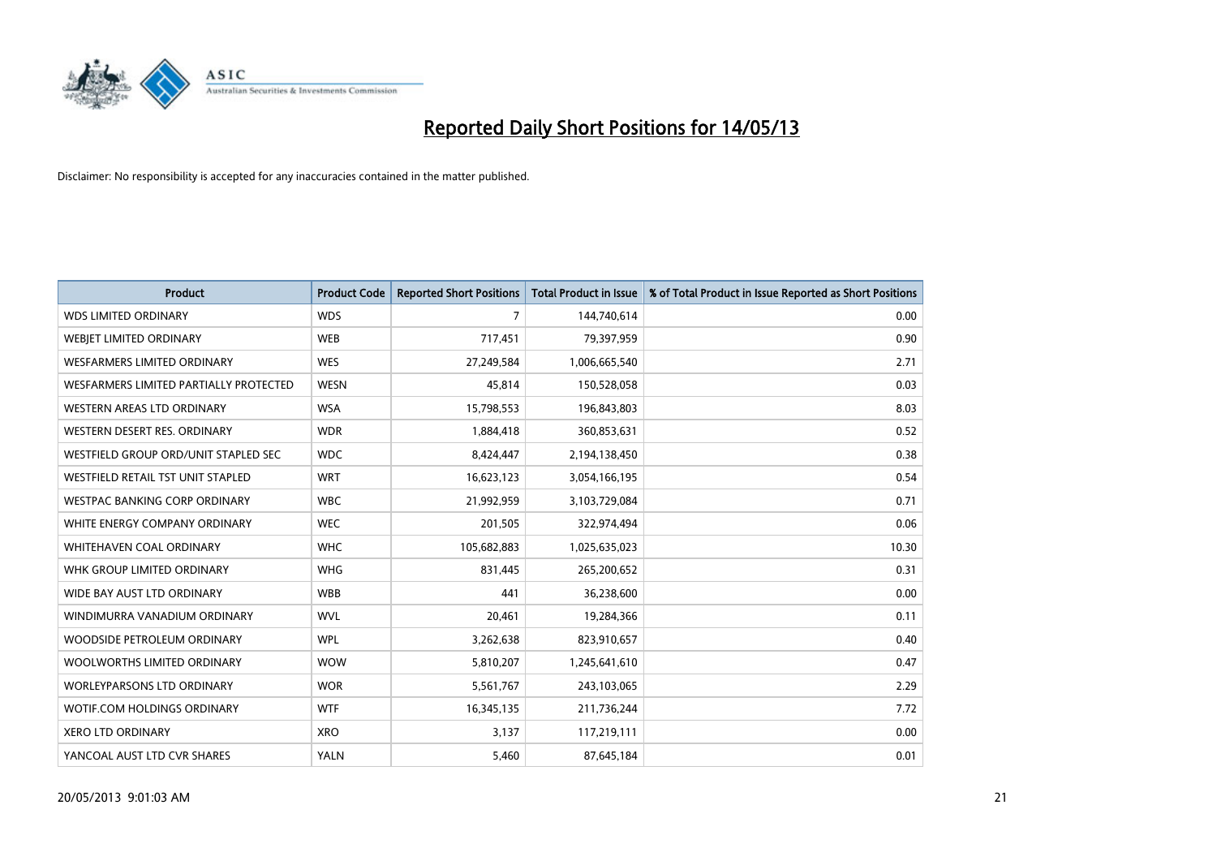# Reported Daily Short Positions for 14/05/13

Disclaimer: No responsibility is accepted for any inaccuracies contained in the matter published.

| Product | Product Code | Reported Short Positions | Total Product in Issue | % of Total Product in Issue Reported as Short Positions |
|---|---|---|---|---|
| WDS LIMITED ORDINARY | WDS | 7 | 144,740,614 | 0.00 |
| WEBJET LIMITED ORDINARY | WEB | 717,451 | 79,397,959 | 0.90 |
| WESFARMERS LIMITED ORDINARY | WES | 27,249,584 | 1,006,665,540 | 2.71 |
| WESFARMERS LIMITED PARTIALLY PROTECTED | WESN | 45,814 | 150,528,058 | 0.03 |
| WESTERN AREAS LTD ORDINARY | WSA | 15,798,553 | 196,843,803 | 8.03 |
| WESTERN DESERT RES. ORDINARY | WDR | 1,884,418 | 360,853,631 | 0.52 |
| WESTFIELD GROUP ORD/UNIT STAPLED SEC | WDC | 8,424,447 | 2,194,138,450 | 0.38 |
| WESTFIELD RETAIL TST UNIT STAPLED | WRT | 16,623,123 | 3,054,166,195 | 0.54 |
| WESTPAC BANKING CORP ORDINARY | WBC | 21,992,959 | 3,103,729,084 | 0.71 |
| WHITE ENERGY COMPANY ORDINARY | WEC | 201,505 | 322,974,494 | 0.06 |
| WHITEHAVEN COAL ORDINARY | WHC | 105,682,883 | 1,025,635,023 | 10.30 |
| WHK GROUP LIMITED ORDINARY | WHG | 831,445 | 265,200,652 | 0.31 |
| WIDE BAY AUST LTD ORDINARY | WBB | 441 | 36,238,600 | 0.00 |
| WINDIMURRA VANADIUM ORDINARY | WVL | 20,461 | 19,284,366 | 0.11 |
| WOODSIDE PETROLEUM ORDINARY | WPL | 3,262,638 | 823,910,657 | 0.40 |
| WOOLWORTHS LIMITED ORDINARY | WOW | 5,810,207 | 1,245,641,610 | 0.47 |
| WORLEYPARSONS LTD ORDINARY | WOR | 5,561,767 | 243,103,065 | 2.29 |
| WOTIF.COM HOLDINGS ORDINARY | WTF | 16,345,135 | 211,736,244 | 7.72 |
| XERO LTD ORDINARY | XRO | 3,137 | 117,219,111 | 0.00 |
| YANCOAL AUST LTD CVR SHARES | YALN | 5,460 | 87,645,184 | 0.01 |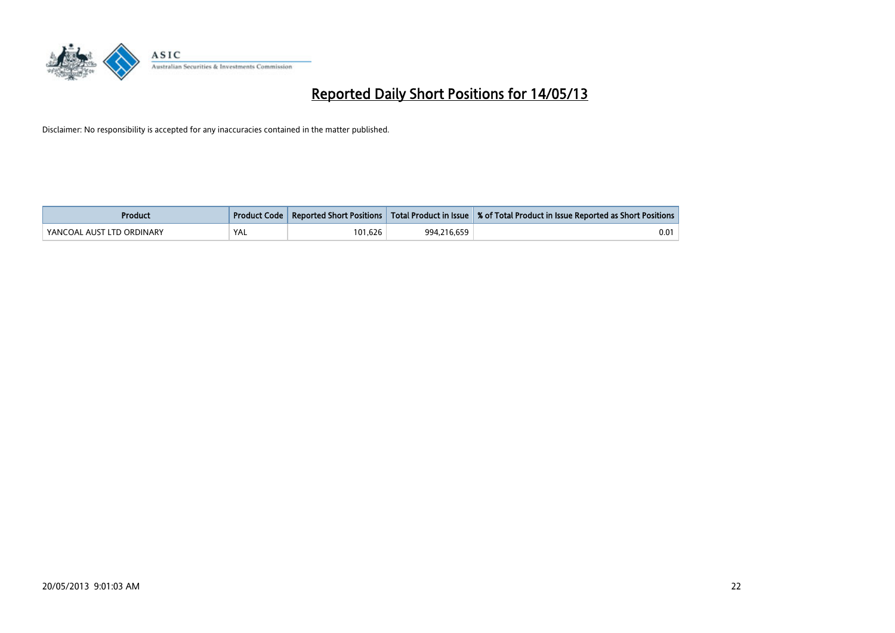# Reported Daily Short Positions for 14/05/13

Disclaimer: No responsibility is accepted for any inaccuracies contained in the matter published.

| Product | Product Code | Reported Short Positions | Total Product in Issue | % of Total Product in Issue Reported as Short Positions |
| --- | --- | --- | --- | --- |
| YANCOAL AUST LTD ORDINARY | YAL | 101,626 | 994,216,659 | 0.01 |

20/05/2013 9:01:03 AM